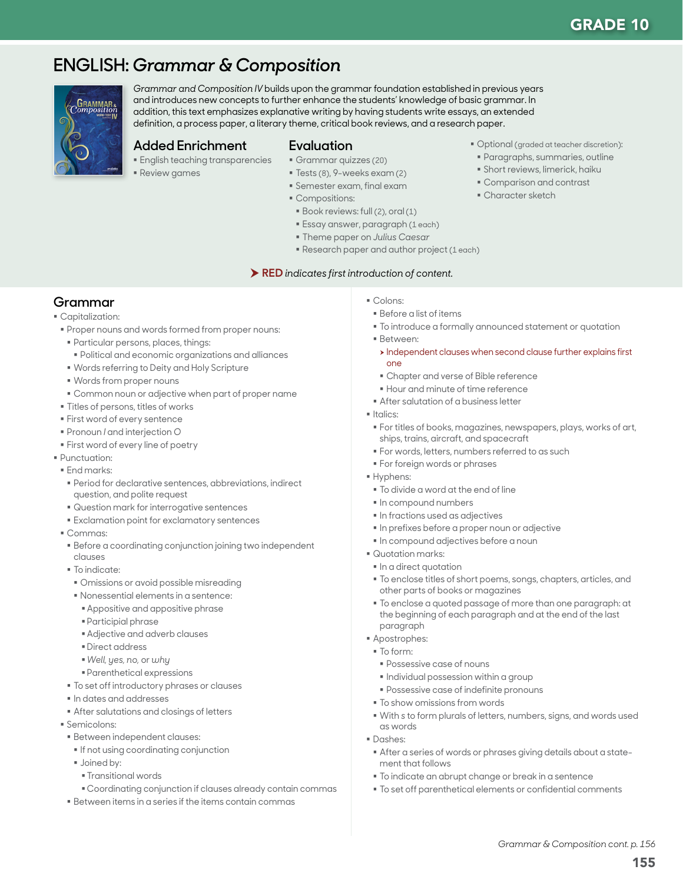# ENGLISH: *Grammar & Composition*

*Grammar and Composition IV* builds upon the grammar foundation established in previous years and introduces new concepts to further enhance the students' knowledge of basic grammar. In addition, this text emphasizes explanatory writing by having students write essays, an extended definition, a process paper, a literary theme, critical book reviews, and a research paper.

## Added Enrichment

- English teaching transparencies
- Review games

## Evaluation

- Grammar quizzes (20)
- Tests (8), 9-weeks exam (2)
- Semester exam, final exam
- Compositions:
  - Book reviews: full (2), oral (1)
  - Essay answer, paragraph (1 each)
  - Theme paper on *Julius Caesar*
  - Research paper and author project (1 each)
- Optional (graded at teacher discretion):
  - Paragraphs, summaries, outline
  - Short reviews, limerick, haiku
  - Comparison and contrast
  - Character sketch

➤ **RED** *indicates first introduction of content.*

## Grammar

- Capitalization:
  - Proper nouns and words formed from proper nouns:
    - Particular persons, places, things:
      - Political and economic organizations and alliances
    - Words referring to Deity and Holy Scripture
    - Words from proper nouns
    - Common noun or adjective when part of proper name
  - Titles of persons, titles of works
  - First word of every sentence
  - Pronoun *I* and interjection *O*
  - First word of every line of poetry
- Punctuation:
  - End marks:
    - Period for declarative sentences, abbreviations, indirect question, and polite request
    - Question mark for interrogative sentences
    - Exclamation point for exclamatory sentences
  - Commas:
    - Before a coordinating conjunction joining two independent clauses
    - To indicate:
      - Omissions or avoid possible misreading
      - Nonessential elements in a sentence:
        - Appositive and appositive phrase
        - Participial phrase
        - Adjective and adverb clauses
        - Direct address
        - *Well, yes, no,* or *why*
        - Parenthetical expressions
    - To set off introductory phrases or clauses
    - In dates and addresses
    - After salutations and closings of letters
  - Semicolons:
    - Between independent clauses:
      - If not using coordinating conjunction
      - Joined by:
        - Transitional words
        - Coordinating conjunction if clauses already contain commas
    - Between items in a series if the items contain commas
  - Colons:
    - Before a list of items
    - To introduce a formally announced statement or quotation
    - Between:
      - ➤ Independent clauses when second clause further explains first one
      - Chapter and verse of Bible reference
      - Hour and minute of time reference
    - After salutation of a business letter
  - Italics:
    - For titles of books, magazines, newspapers, plays, works of art, ships, trains, aircraft, and spacecraft
    - For words, letters, numbers referred to as such
    - For foreign words or phrases
  - Hyphens:
    - To divide a word at the end of line
    - In compound numbers
    - In fractions used as adjectives
    - In prefixes before a proper noun or adjective
    - In compound adjectives before a noun
  - Quotation marks:
    - In a direct quotation
    - To enclose titles of short poems, songs, chapters, articles, and other parts of books or magazines
    - To enclose a quoted passage of more than one paragraph: at the beginning of each paragraph and at the end of the last paragraph
  - Apostrophes:
    - To form:
      - Possessive case of nouns
      - Individual possession within a group
      - Possessive case of indefinite pronouns
    - To show omissions from words
    - With *s* to form plurals of letters, numbers, signs, and words used as words
  - Dashes:
    - After a series of words or phrases giving details about a statement that follows
    - To indicate an abrupt change or break in a sentence
    - To set off parenthetical elements or confidential comments

*Grammar & Composition cont. p. 156*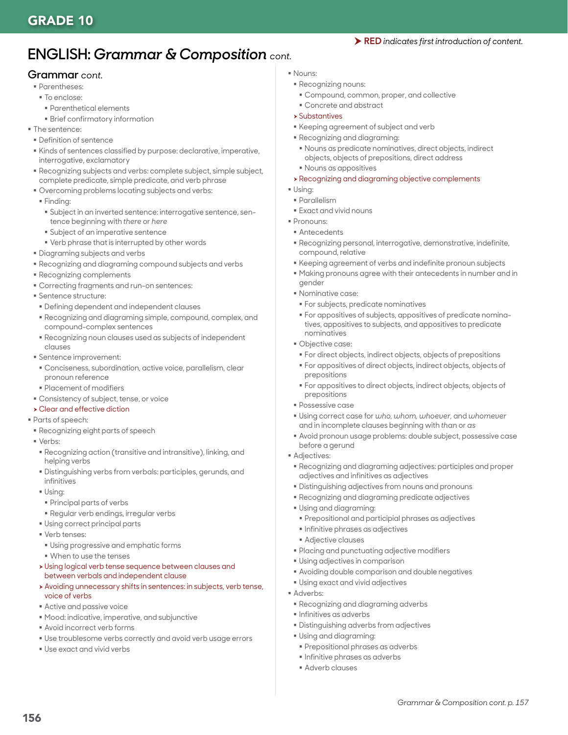GRADE 10

**RED** *indicates first introduction of content.*

# ENGLISH: *Grammar & Composition* cont.

## Grammar cont.

- Parentheses:
  - To enclose:
    - Parenthetical elements
    - Brief confirmatory information
- The sentence:
  - Definition of sentence
  - Kinds of sentences classified by purpose: declarative, imperative, interrogative, exclamatory
  - Recognizing subjects and verbs: complete subject, simple subject, complete predicate, simple predicate, and verb phrase
  - Overcoming problems locating subjects and verbs:
    - Finding:
      - Subject in an inverted sentence: interrogative sentence, sentence beginning with *there* or *here*
      - Subject of an imperative sentence
      - Verb phrase that is interrupted by other words
  - Diagraming subjects and verbs
  - Recognizing and diagraming compound subjects and verbs
  - Recognizing complements
  - Correcting fragments and run-on sentences:
  - Sentence structure:
    - Defining dependent and independent clauses
    - Recognizing and diagraming simple, compound, complex, and compound-complex sentences
    - Recognizing noun clauses used as subjects of independent clauses
  - Sentence improvement:
    - Conciseness, subordination, active voice, parallelism, clear pronoun reference
    - Placement of modifiers
  - Consistency of subject, tense, or voice
  - ➤ Clear and effective diction
- Parts of speech:
  - Recognizing eight parts of speech
  - Verbs:
    - Recognizing action (transitive and intransitive), linking, and helping verbs
    - Distinguishing verbs from verbals: participles, gerunds, and infinitives
    - Using:
      - Principal parts of verbs
      - Regular verb endings, irregular verbs
    - Using correct principal parts
    - Verb tenses:
      - Using progressive and emphatic forms
      - When to use the tenses
    - ➤ Using logical verb tense sequence between clauses and between verbals and independent clause
    - ➤ Avoiding unnecessary shifts in sentences: in subjects, verb tense, voice of verbs
    - Active and passive voice
    - Mood: indicative, imperative, and subjunctive
    - Avoid incorrect verb forms
    - Use troublesome verbs correctly and avoid verb usage errors
    - Use exact and vivid verbs
- Nouns:
  - Recognizing nouns:
    - Compound, common, proper, and collective
    - Concrete and abstract
  - ➤ Substantives
  - Keeping agreement of subject and verb
  - Recognizing and diagraming:
    - Nouns as predicate nominatives, direct objects, indirect objects, objects of prepositions, direct address
    - Nouns as appositives
  - ➤ Recognizing and diagraming objective complements
- Using:
  - Parallelism
  - Exact and vivid nouns
- Pronouns:
  - Antecedents
  - Recognizing personal, interrogative, demonstrative, indefinite, compound, relative
  - Keeping agreement of verbs and indefinite pronoun subjects
  - Making pronouns agree with their antecedents in number and in gender
  - Nominative case:
    - For subjects, predicate nominatives
    - For appositives of subjects, appositives of predicate nominatives, appositives to subjects, and appositives to predicate nominatives
  - Objective case:
    - For direct objects, indirect objects, objects of prepositions
    - For appositives of direct objects, indirect objects, objects of prepositions
    - For appositives to direct objects, indirect objects, objects of prepositions
  - Possessive case
  - Using correct case for *who, whom, whoever,* and *whomever* and in incomplete clauses beginning with *than* or *as*
  - Avoid pronoun usage problems: double subject, possessive case before a gerund
- Adjectives:
  - Recognizing and diagraming adjectives: participles and proper adjectives and infinitives as adjectives
  - Distinguishing adjectives from nouns and pronouns
  - Recognizing and diagraming predicate adjectives
  - Using and diagraming:
    - Prepositional and participial phrases as adjectives
    - Infinitive phrases as adjectives
    - Adjective clauses
  - Placing and punctuating adjective modifiers
  - Using adjectives in comparison
  - Avoiding double comparison and double negatives
  - Using exact and vivid adjectives
- Adverbs:
  - Recognizing and diagraming adverbs
  - Infinitives as adverbs
  - Distinguishing adverbs from adjectives
  - Using and diagraming:
    - Prepositional phrases as adverbs
    - Infinitive phrases as adverbs
    - Adverb clauses

*Grammar & Composition cont. p. 157*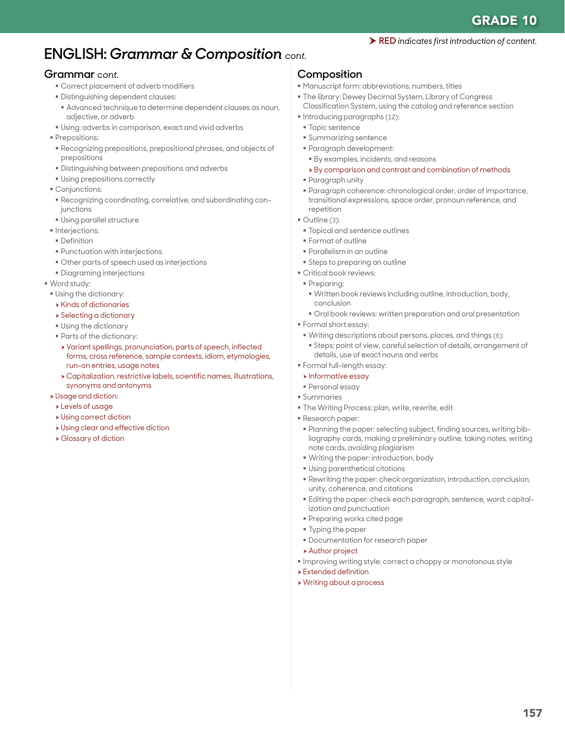➤ **RED** *indicates first introduction of content.*

# ENGLISH: *Grammar & Composition* cont.

## Grammar *cont.*

- Correct placement of adverb modifiers
- Distinguishing dependent clauses:
  - Advanced technique to determine dependent clauses as noun, adjective, or adverb
- Using: adverbs in comparison, exact and vivid adverbs
- Prepositions:
  - Recognizing prepositions, prepositional phrases, and objects of prepositions
  - Distinguishing between prepositions and adverbs
  - Using prepositions correctly
- Conjunctions:
  - Recognizing coordinating, correlative, and subordinating conjunctions
  - Using parallel structure
- Interjections:
  - Definition
  - Punctuation with interjections
  - Other parts of speech used as interjections
  - Diagraming interjections
- Word study:
  - Using the dictionary:
    - ➤ Kinds of dictionaries
    - ➤ Selecting a dictionary
    - Using the dictionary
    - Parts of the dictionary:
      - ➤ Variant spellings, pronunciation, parts of speech, inflected forms, cross reference, sample contexts, idiom, etymologies, run-on entries, usage notes
      - ➤ Capitalization, restrictive labels, scientific names, illustrations, synonyms and antonyms
  - ➤ Usage and diction:
    - ➤ Levels of usage
    - ➤ Using correct diction
    - ➤ Using clear and effective diction
    - ➤ Glossary of diction

## Composition

- Manuscript form: abbreviations, numbers, titles
- The library: Dewey Decimal System, Library of Congress Classification System, using the catalog and reference section
- Introducing paragraphs (12):
  - Topic sentence
  - Summarizing sentence
  - Paragraph development:
    - By examples, incidents, and reasons
    - ➤ By comparison and contrast and combination of methods
  - Paragraph unity
  - Paragraph coherence: chronological order, order of importance, transitional expressions, space order, pronoun reference, and repetition
- Outline (3):
  - Topical and sentence outlines
  - Format of outline
  - Parallelism in an outline
  - Steps to preparing an outline
- Critical book reviews:
  - Preparing:
    - Written book reviews including outline, introduction, body, conclusion
    - Oral book reviews: written preparation and oral presentation
- Formal short essay:
  - Writing descriptions about persons, places, and things (6):
    - Steps: point of view, careful selection of details, arrangement of details, use of exact nouns and verbs
- Formal full-length essay:
  - ➤ Informative essay
  - Personal essay
- Summaries
- The Writing Process: plan, write, rewrite, edit
- Research paper:
  - Planning the paper: selecting subject, finding sources, writing bibliography cards, making a preliminary outline, taking notes, writing note cards, avoiding plagiarism
  - Writing the paper: introduction, body
  - Using parenthetical citations
  - Rewriting the paper: check organization, introduction, conclusion, unity, coherence, and citations
  - Editing the paper: check each paragraph, sentence, word; capitalization and punctuation
  - Preparing works cited page
  - Typing the paper
  - Documentation for research paper
  - ➤ Author project
- Improving writing style: correct a choppy or monotonous style
- ➤ Extended definition
- ➤ Writing about a process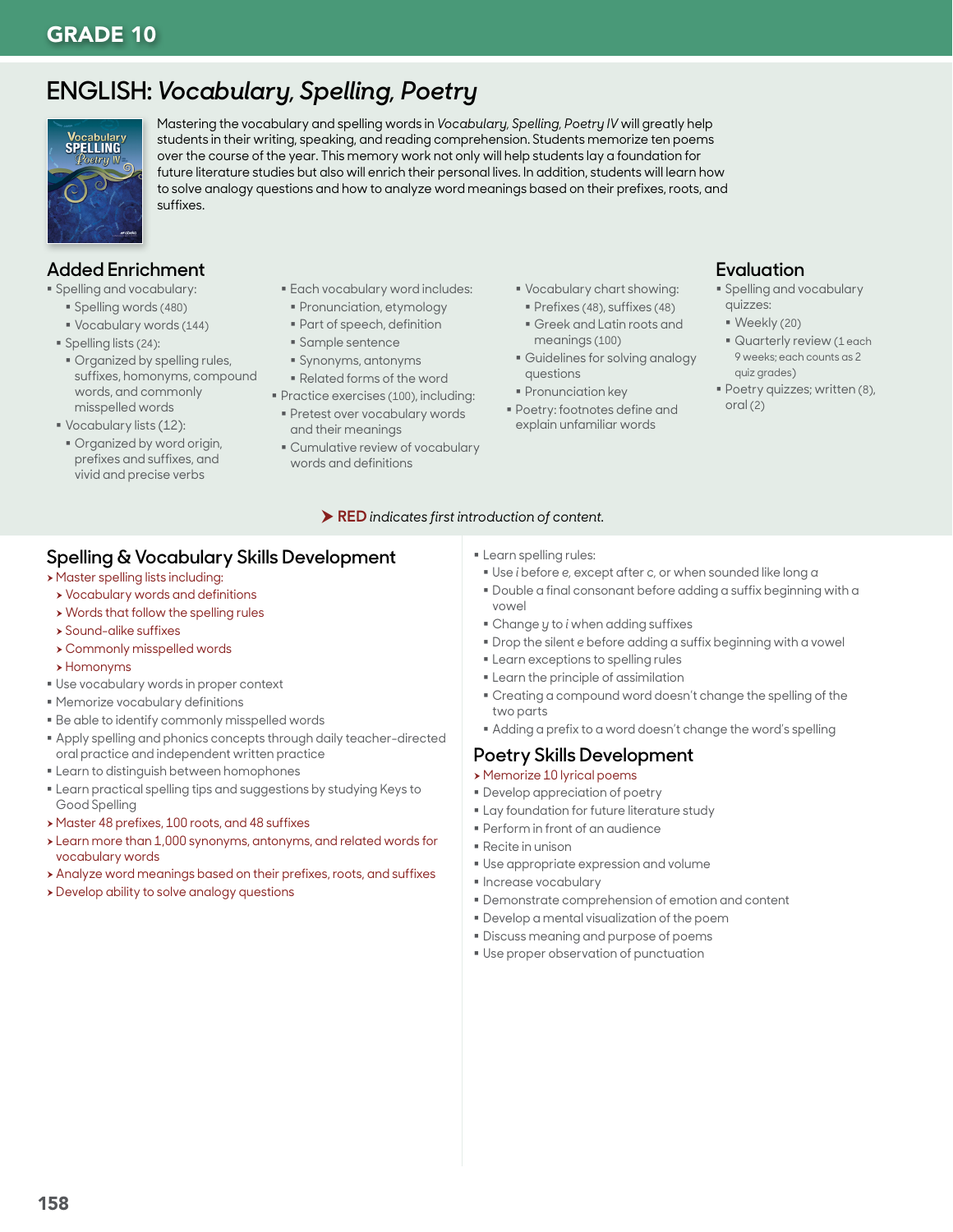# GRADE 10

## ENGLISH: *Vocabulary, Spelling, Poetry*

Mastering the vocabulary and spelling words in *Vocabulary, Spelling, Poetry IV* will greatly help students in their writing, speaking, and reading comprehension. Students memorize ten poems over the course of the year. This memory work not only will help students lay a foundation for future literature studies but also will enrich their personal lives. In addition, students will learn how to solve analogy questions and how to analyze word meanings based on their prefixes, roots, and suffixes.

### Added Enrichment

- Spelling and vocabulary:
  - Spelling words (480)
  - Vocabulary words (144)
  - Spelling lists (24):
    - Organized by spelling rules, suffixes, homonyms, compound words, and commonly misspelled words
  - Vocabulary lists (12):
    - Organized by word origin, prefixes and suffixes, and vivid and precise verbs
  - Each vocabulary word includes:
    - Pronunciation, etymology
    - Part of speech, definition
    - Sample sentence
    - Synonyms, antonyms
    - Related forms of the word
- Practice exercises (100), including:
  - Pretest over vocabulary words and their meanings
  - Cumulative review of vocabulary words and definitions
  - Vocabulary chart showing:
    - Prefixes (48), suffixes (48)
    - Greek and Latin roots and meanings (100)
  - Guidelines for solving analogy questions
  - Pronunciation key
- Poetry: footnotes define and explain unfamiliar words

### Evaluation

- Spelling and vocabulary quizzes:
  - Weekly (20)
  - Quarterly review (1 each 9 weeks; each counts as 2 quiz grades)
- Poetry quizzes; written (8), oral (2)

**RED** *indicates first introduction of content.*

### Spelling & Vocabulary Skills Development

- Master spelling lists including:
  - Vocabulary words and definitions
  - Words that follow the spelling rules
  - Sound-alike suffixes
  - Commonly misspelled words
  - Homonyms
- Use vocabulary words in proper context
- Memorize vocabulary definitions
- Be able to identify commonly misspelled words
- Apply spelling and phonics concepts through daily teacher-directed oral practice and independent written practice
- Learn to distinguish between homophones
- Learn practical spelling tips and suggestions by studying Keys to Good Spelling
- Master 48 prefixes, 100 roots, and 48 suffixes
- Learn more than 1,000 synonyms, antonyms, and related words for vocabulary words
- Analyze word meanings based on their prefixes, roots, and suffixes
- Develop ability to solve analogy questions
- Learn spelling rules:
  - Use *i* before *e*, except after *c*, or when sounded like long *a*
  - Double a final consonant before adding a suffix beginning with a vowel
  - Change *y* to *i* when adding suffixes
  - Drop the silent *e* before adding a suffix beginning with a vowel
  - Learn exceptions to spelling rules
  - Learn the principle of assimilation
  - Creating a compound word doesn't change the spelling of the two parts
  - Adding a prefix to a word doesn't change the word's spelling

### Poetry Skills Development

- Memorize 10 lyrical poems
- Develop appreciation of poetry
- Lay foundation for future literature study
- Perform in front of an audience
- Recite in unison
- Use appropriate expression and volume
- Increase vocabulary
- Demonstrate comprehension of emotion and content
- Develop a mental visualization of the poem
- Discuss meaning and purpose of poems
- Use proper observation of punctuation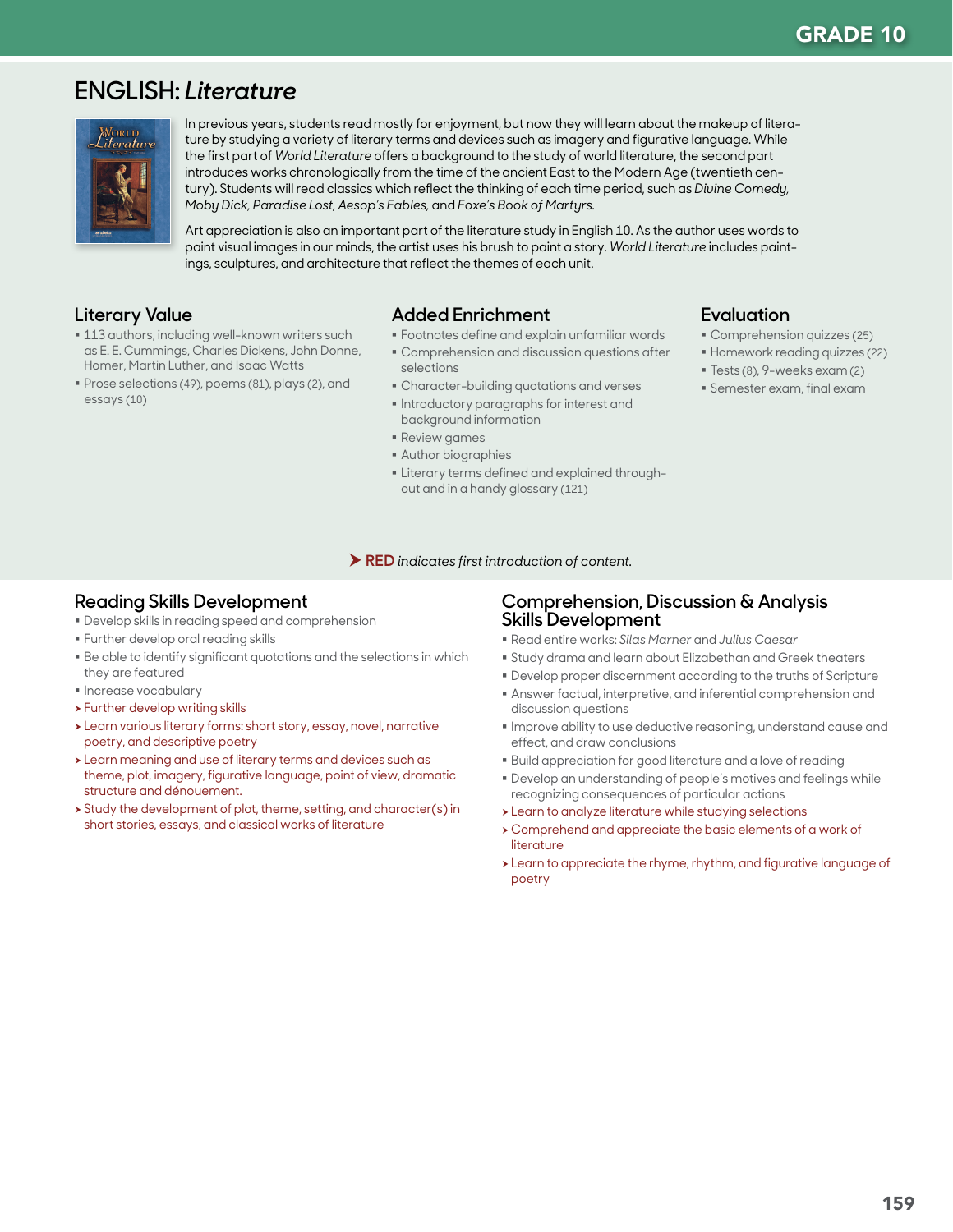GRADE 10

# ENGLISH: *Literature*

In previous years, students read mostly for enjoyment, but now they will learn about the makeup of literature by studying a variety of literary terms and devices such as imagery and figurative language. While the first part of *World Literature* offers a background to the study of world literature, the second part introduces works chronologically from the time of the ancient East to the Modern Age (twentieth century). Students will read classics which reflect the thinking of each time period, such as *Divine Comedy, Moby Dick, Paradise Lost, Aesop's Fables,* and *Foxe's Book of Martyrs.*

Art appreciation is also an important part of the literature study in English 10. As the author uses words to paint visual images in our minds, the artist uses his brush to paint a story. *World Literature* includes paintings, sculptures, and architecture that reflect the themes of each unit.

## Literary Value

- 113 authors, including well-known writers such as E. E. Cummings, Charles Dickens, John Donne, Homer, Martin Luther, and Isaac Watts
- Prose selections (49), poems (81), plays (2), and essays (10)

## Added Enrichment

- Footnotes define and explain unfamiliar words
- Comprehension and discussion questions after selections
- Character-building quotations and verses
- Introductory paragraphs for interest and background information
- Review games
- Author biographies
- Literary terms defined and explained throughout and in a handy glossary (121)

## Evaluation

- Comprehension quizzes (25)
- Homework reading quizzes (22)
- Tests (8), 9-weeks exam (2)
- Semester exam, final exam

➤ **RED** *indicates first introduction of content.*

## Reading Skills Development

- Develop skills in reading speed and comprehension
- Further develop oral reading skills
- Be able to identify significant quotations and the selections in which they are featured
- Increase vocabulary
- ➤ Further develop writing skills
- ➤ Learn various literary forms: short story, essay, novel, narrative poetry, and descriptive poetry
- ➤ Learn meaning and use of literary terms and devices such as theme, plot, imagery, figurative language, point of view, dramatic structure and dénouement.
- ➤ Study the development of plot, theme, setting, and character(s) in short stories, essays, and classical works of literature

## Comprehension, Discussion & Analysis Skills Development

- Read entire works: *Silas Marner* and *Julius Caesar*
- Study drama and learn about Elizabethan and Greek theaters
- Develop proper discernment according to the truths of Scripture
- Answer factual, interpretive, and inferential comprehension and discussion questions
- Improve ability to use deductive reasoning, understand cause and effect, and draw conclusions
- Build appreciation for good literature and a love of reading
- Develop an understanding of people's motives and feelings while recognizing consequences of particular actions
- ➤ Learn to analyze literature while studying selections
- ➤ Comprehend and appreciate the basic elements of a work of literature
- ➤ Learn to appreciate the rhyme, rhythm, and figurative language of poetry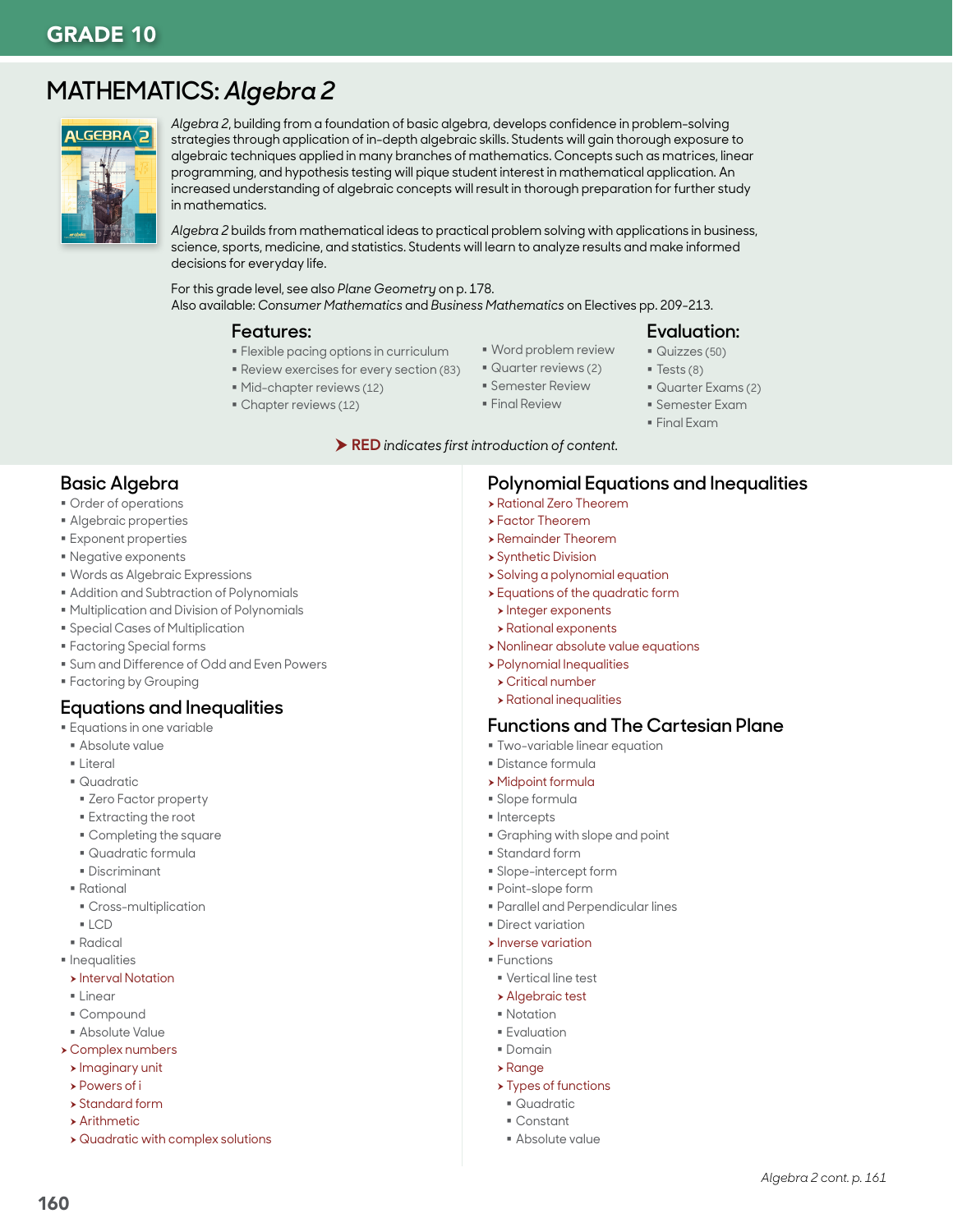# GRADE 10

## MATHEMATICS: *Algebra 2*

*Algebra 2*, building from a foundation of basic algebra, develops confidence in problem-solving strategies through application of in-depth algebraic skills. Students will gain thorough exposure to algebraic techniques applied in many branches of mathematics. Concepts such as matrices, linear programming, and hypothesis testing will pique student interest in mathematical application. An increased understanding of algebraic concepts will result in thorough preparation for further study in mathematics.

*Algebra 2* builds from mathematical ideas to practical problem solving with applications in business, science, sports, medicine, and statistics. Students will learn to analyze results and make informed decisions for everyday life.

For this grade level, see also *Plane Geometry* on p. 178.
Also available: *Consumer Mathematics* and *Business Mathematics* on Electives pp. 209-213.

### Features:

- Flexible pacing options in curriculum
- Review exercises for every section (83)
- Mid-chapter reviews (12)
- Chapter reviews (12)
- Word problem review
- Quarter reviews (2)
- Semester Review
- Final Review

### Evaluation:

- Quizzes (50)
- Tests (8)
- Quarter Exams (2)
- Semester Exam
- Final Exam

➤ **RED** *indicates first introduction of content.*

### Basic Algebra

- Order of operations
- Algebraic properties
- Exponent properties
- Negative exponents
- Words as Algebraic Expressions
- Addition and Subtraction of Polynomials
- Multiplication and Division of Polynomials
- Special Cases of Multiplication
- Factoring Special forms
- Sum and Difference of Odd and Even Powers
- Factoring by Grouping

### Equations and Inequalities

- Equations in one variable
  - Absolute value
  - Literal
  - Quadratic
    - Zero Factor property
    - Extracting the root
    - Completing the square
    - Quadratic formula
    - Discriminant
  - Rational
    - Cross-multiplication
    - LCD
  - Radical
- Inequalities
  - ➤ Interval Notation
  - Linear
  - Compound
  - Absolute Value
- ➤ Complex numbers
  - ➤ Imaginary unit
  - ➤ Powers of i
  - ➤ Standard form
  - ➤ Arithmetic
  - ➤ Quadratic with complex solutions

### Polynomial Equations and Inequalities

- ➤ Rational Zero Theorem
- ➤ Factor Theorem
- ➤ Remainder Theorem
- ➤ Synthetic Division
- ➤ Solving a polynomial equation
- ➤ Equations of the quadratic form
  - ➤ Integer exponents
  - ➤ Rational exponents
- ➤ Nonlinear absolute value equations
- ➤ Polynomial Inequalities
  - ➤ Critical number
  - ➤ Rational inequalities

### Functions and The Cartesian Plane

- Two-variable linear equation
- Distance formula
- ➤ Midpoint formula
- Slope formula
- Intercepts
- Graphing with slope and point
- Standard form
- Slope-intercept form
- Point-slope form
- Parallel and Perpendicular lines
- Direct variation
- ➤ Inverse variation
- Functions
  - Vertical line test
  - ➤ Algebraic test
  - Notation
  - Evaluation
  - Domain
  - ➤ Range
  - ➤ Types of functions
    - Quadratic
    - Constant
    - Absolute value

*Algebra 2 cont. p. 161*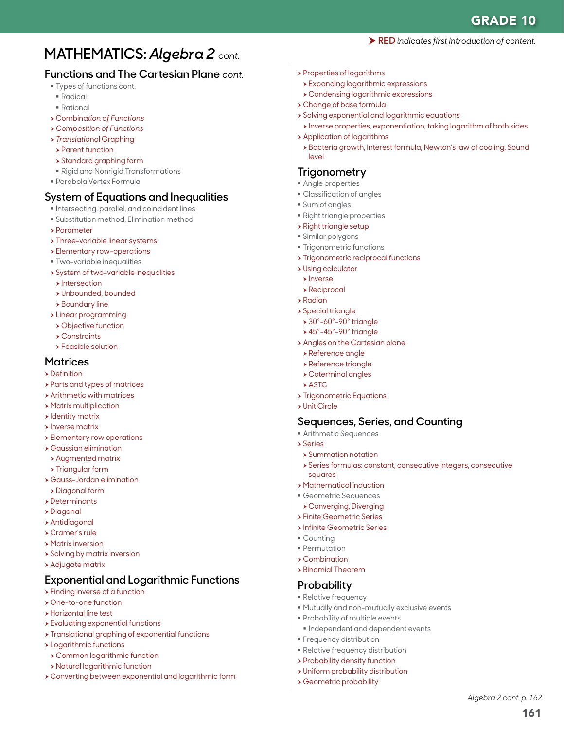**RED** *indicates first introduction of content.*

# MATHEMATICS: *Algebra 2* cont.

## Functions and The Cartesian Plane cont.

- Types of functions cont.
  - Radical
  - Rational
- *Combination of Functions*
- *Composition of Functions*
- *Translational* Graphing
  - Parent function
  - Standard graphing form
  - Rigid and Nonrigid Transformations
- Parabola Vertex Formula

## System of Equations and Inequalities

- Intersecting, parallel, and coincident lines
- Substitution method, Elimination method
- Parameter
- Three-variable linear systems
- Elementary row-operations
- Two-variable inequalities
- System of two-variable inequalities
  - Intersection
  - Unbounded, bounded
  - Boundary line
- Linear programming
  - Objective function
  - Constraints
  - Feasible solution

## Matrices

- Definition
- Parts and types of matrices
- Arithmetic with matrices
- Matrix multiplication
- Identity matrix
- Inverse matrix
- Elementary row operations
- Gaussian elimination
  - Augmented matrix
  - Triangular form
- Gauss-Jordan elimination
  - Diagonal form
- Determinants
- Diagonal
- Antidiagonal
- Cramer's rule
- Matrix inversion
- Solving by matrix inversion
- Adjugate matrix

## Exponential and Logarithmic Functions

- Finding inverse of a function
- One-to-one function
- Horizontal line test
- Evaluating exponential functions
- Translational graphing of exponential functions
- Logarithmic functions
  - Common logarithmic function
  - Natural logarithmic function
- Converting between exponential and logarithmic form
- Properties of logarithms
  - Expanding logarithmic expressions
  - Condensing logarithmic expressions
- Change of base formula
- Solving exponential and logarithmic equations
  - Inverse properties, exponentiation, taking logarithm of both sides
- Application of logarithms
  - Bacteria growth, Interest formula, Newton's law of cooling, Sound level

## Trigonometry

- Angle properties
- Classification of angles
- Sum of angles
- Right triangle properties
- Right triangle setup
- Similar polygons
- Trigonometric functions
- Trigonometric reciprocal functions
- Using calculator
  - Inverse
  - Reciprocal
- Radian
- Special triangle
  - 30°-60°-90° triangle
  - 45°-45°-90° triangle
- Angles on the Cartesian plane
  - Reference angle
  - Reference triangle
  - Coterminal angles
  - ASTC
- Trigonometric Equations
- Unit Circle

## Sequences, Series, and Counting

- Arithmetic Sequences
- Series
  - Summation notation
  - Series formulas: constant, consecutive integers, consecutive squares
- Mathematical induction
- Geometric Sequences
  - Converging, Diverging
- Finite Geometric Series
- Infinite Geometric Series
- Counting
- Permutation
- Combination
- Binomial Theorem

## Probability

- Relative frequency
- Mutually and non-mutually exclusive events
- Probability of multiple events
  - Independent and dependent events
- Frequency distribution
- Relative frequency distribution
- Probability density function
- Uniform probability distribution
- Geometric probability

*Algebra 2 cont. p. 162*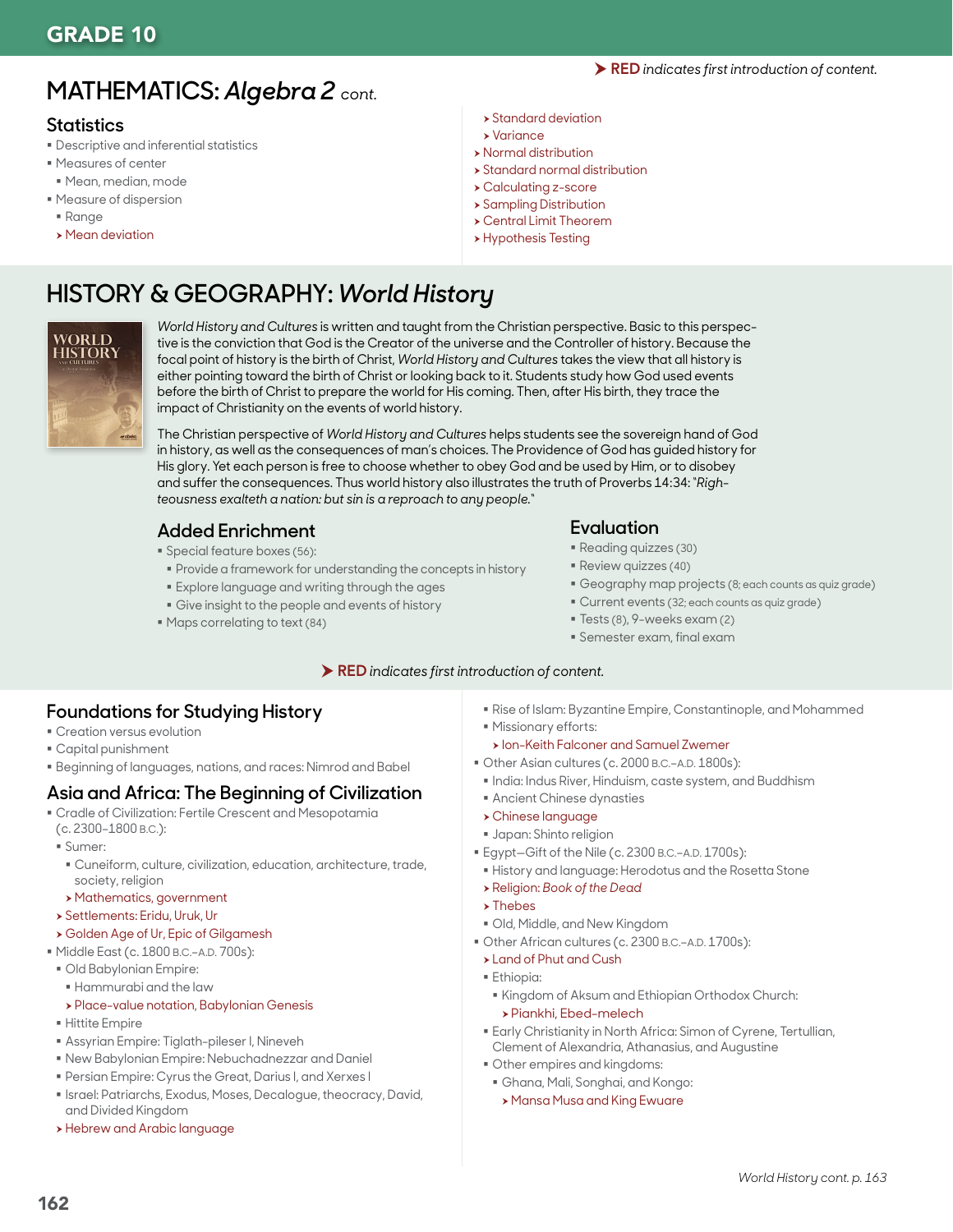# GRADE 10

➤ **RED** *indicates first introduction of content.*

## MATHEMATICS: *Algebra 2* cont.

### Statistics

- Descriptive and inferential statistics
- Measures of center
  - Mean, median, mode
- Measure of dispersion
  - Range
  - ➤ Mean deviation
  - ➤ Standard deviation
  - ➤ Variance
- ➤ Normal distribution
- ➤ Standard normal distribution
- ➤ Calculating z-score
- ➤ Sampling Distribution
- ➤ Central Limit Theorem
- ➤ Hypothesis Testing

## HISTORY & GEOGRAPHY: *World History*

*World History and Cultures* is written and taught from the Christian perspective. Basic to this perspective is the conviction that God is the Creator of the universe and the Controller of history. Because the focal point of history is the birth of Christ, *World History and Cultures* takes the view that all history is either pointing toward the birth of Christ or looking back to it. Students study how God used events before the birth of Christ to prepare the world for His coming. Then, after His birth, they trace the impact of Christianity on the events of world history.

The Christian perspective of *World History and Cultures* helps students see the sovereign hand of God in history, as well as the consequences of man's choices. The Providence of God has guided history for His glory. Yet each person is free to choose whether to obey God and be used by Him, or to disobey and suffer the consequences. Thus world history also illustrates the truth of Proverbs 14:34: "*Righteousness exalteth a nation: but sin is a reproach to any people.*"

### Added Enrichment

- Special feature boxes (56):
  - Provide a framework for understanding the concepts in history
  - Explore language and writing through the ages
  - Give insight to the people and events of history
- Maps correlating to text (84)

### Evaluation

- Reading quizzes (30)
- Review quizzes (40)
- Geography map projects (8; each counts as quiz grade)
- Current events (32; each counts as quiz grade)
- Tests (8), 9-weeks exam (2)
- Semester exam, final exam

➤ **RED** *indicates first introduction of content.*

### Foundations for Studying History

- Creation versus evolution
- Capital punishment
- Beginning of languages, nations, and races: Nimrod and Babel

### Asia and Africa: The Beginning of Civilization

- Cradle of Civilization: Fertile Crescent and Mesopotamia (c. 2300–1800 B.C.):
  - Sumer:
    - Cuneiform, culture, civilization, education, architecture, trade, society, religion
    - ➤ Mathematics, government
  - ➤ Settlements: Eridu, Uruk, Ur
  - ➤ Golden Age of Ur, Epic of Gilgamesh
- Middle East (c. 1800 B.C.–A.D. 700s):
  - Old Babylonian Empire:
    - Hammurabi and the law
    - ➤ Place-value notation, Babylonian Genesis
  - Hittite Empire
  - Assyrian Empire: Tiglath-pileser I, Nineveh
  - New Babylonian Empire: Nebuchadnezzar and Daniel
  - Persian Empire: Cyrus the Great, Darius I, and Xerxes I
  - Israel: Patriarchs, Exodus, Moses, Decalogue, theocracy, David, and Divided Kingdom
  - ➤ Hebrew and Arabic language
  - Rise of Islam: Byzantine Empire, Constantinople, and Mohammed
  - Missionary efforts:
    - ➤ Ion-Keith Falconer and Samuel Zwemer
- Other Asian cultures (c. 2000 B.C.–A.D. 1800s):
  - India: Indus River, Hinduism, caste system, and Buddhism
  - Ancient Chinese dynasties
  - ➤ Chinese language
  - Japan: Shinto religion
- Egypt—Gift of the Nile (c. 2300 B.C.–A.D. 1700s):
  - History and language: Herodotus and the Rosetta Stone
  - ➤ Religion: *Book of the Dead*
  - ➤ Thebes
  - Old, Middle, and New Kingdom
- Other African cultures (c. 2300 B.C.–A.D. 1700s):
  - ➤ Land of Phut and Cush
  - Ethiopia:
    - Kingdom of Aksum and Ethiopian Orthodox Church:
      - ➤ Piankhi, Ebed-melech
  - Early Christianity in North Africa: Simon of Cyrene, Tertullian, Clement of Alexandria, Athanasius, and Augustine
  - Other empires and kingdoms:
    - Ghana, Mali, Songhai, and Kongo:
      - ➤ Mansa Musa and King Ewuare

*World History cont. p. 163*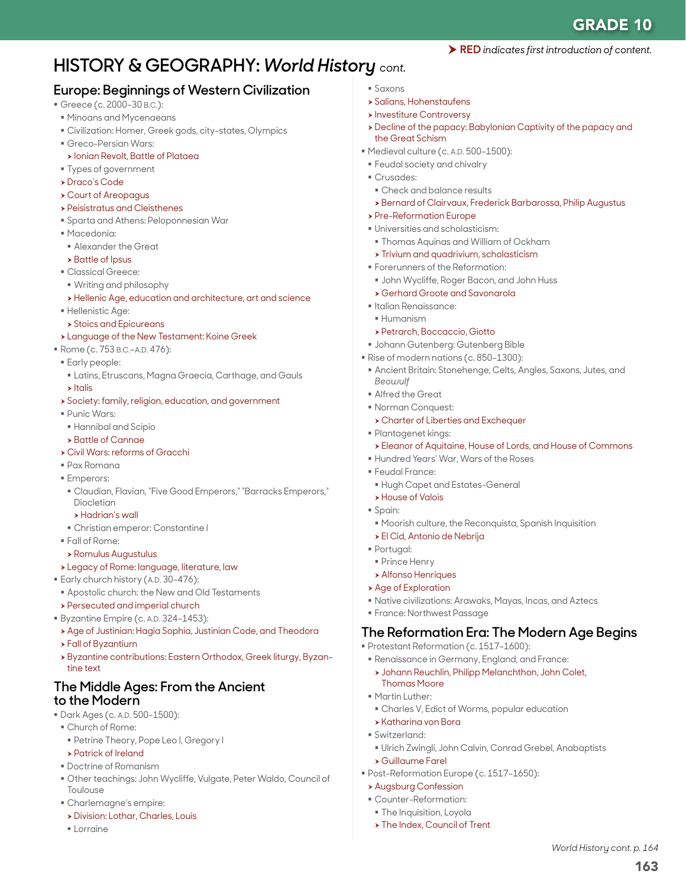➤ **RED** *indicates first introduction of content.*

# HISTORY & GEOGRAPHY: *World History* cont.

## Europe: Beginnings of Western Civilization

- Greece (c. 2000–30 B.C.):
  - Minoans and Mycenaeans
  - Civilization: Homer, Greek gods, city-states, Olympics
  - Greco-Persian Wars:
    - ➤ Ionian Revolt, Battle of Plataea
  - Types of government
  - ➤ Draco's Code
  - ➤ Court of Areopagus
  - ➤ Peisistratus and Cleisthenes
  - Sparta and Athens: Peloponnesian War
  - Macedonia:
    - Alexander the Great
    - ➤ Battle of Ipsus
  - Classical Greece:
    - Writing and philosophy
    - ➤ Hellenic Age, education and architecture, art and science
  - Hellenistic Age:
    - ➤ Stoics and Epicureans
  - ➤ Language of the New Testament: Koine Greek
- Rome (c. 753 B.C.–A.D. 476):
  - Early people:
    - Latins, Etruscans, Magna Graecia, Carthage, and Gauls
    - ➤ Italis
  - ➤ Society: family, religion, education, and government
  - Punic Wars:
    - Hannibal and Scipio
    - ➤ Battle of Cannae
  - ➤ Civil Wars: reforms of Gracchi
  - Pax Romana
  - Emperors:
    - Claudian, Flavian, "Five Good Emperors," "Barracks Emperors," Diocletian
      - ➤ Hadrian's wall
    - Christian emperor: Constantine I
  - Fall of Rome:
    - ➤ Romulus Augustulus
  - ➤ Legacy of Rome: language, literature, law
- Early church history (A.D. 30–476):
  - Apostolic church: the New and Old Testaments
  - ➤ Persecuted and imperial church
- Byzantine Empire (c. A.D. 324–1453):
  - ➤ Age of Justinian: Hagia Sophia, Justinian Code, and Theodora
  - ➤ Fall of Byzantium
  - ➤ Byzantine contributions: Eastern Orthodox, Greek liturgy, Byzantine text

## The Middle Ages: From the Ancient to the Modern

- Dark Ages (c. A.D. 500–1500):
  - Church of Rome:
    - Petrine Theory, Pope Leo I, Gregory I
    - ➤ Patrick of Ireland
  - Doctrine of Romanism
  - Other teachings: John Wycliffe, Vulgate, Peter Waldo, Council of Toulouse
  - Charlemagne's empire:
    - ➤ Division: Lothar, Charles, Louis
    - Lorraine
  - Saxons
  - ➤ Salians, Hohenstaufens
  - ➤ Investiture Controversy
  - ➤ Decline of the papacy: Babylonian Captivity of the papacy and the Great Schism
- Medieval culture (c. A.D. 500–1500):
  - Feudal society and chivalry
  - Crusades:
    - Check and balance results
    - ➤ Bernard of Clairvaux, Frederick Barbarossa, Philip Augustus
  - ➤ Pre-Reformation Europe
  - Universities and scholasticism:
    - Thomas Aquinas and William of Ockham
    - ➤ Trivium and quadrivium, scholasticism
  - Forerunners of the Reformation:
    - John Wycliffe, Roger Bacon, and John Huss
    - ➤ Gerhard Groote and Savonarola
  - Italian Renaissance:
    - Humanism
    - ➤ Petrarch, Boccaccio, Giotto
  - Johann Gutenberg: Gutenberg Bible
- Rise of modern nations (c. 850–1300):
  - Ancient Britain: Stonehenge, Celts, Angles, Saxons, Jutes, and *Beowulf*
  - Alfred the Great
  - Norman Conquest:
    - ➤ Charter of Liberties and Exchequer
  - Plantagenet kings:
    - ➤ Eleanor of Aquitaine, House of Lords, and House of Commons
  - Hundred Years' War, Wars of the Roses
  - Feudal France:
    - Hugh Capet and Estates-General
    - ➤ House of Valois
  - Spain:
    - Moorish culture, the Reconquista, Spanish Inquisition
    - ➤ El Cid, Antonio de Nebrija
  - Portugal:
    - Prince Henry
    - ➤ Alfonso Henriques
  - ➤ Age of Exploration
  - Native civilizations: Arawaks, Mayas, Incas, and Aztecs
  - France: Northwest Passage

## The Reformation Era: The Modern Age Begins

- Protestant Reformation (c. 1517–1600):
  - Renaissance in Germany, England, and France:
    - ➤ Johann Reuchlin, Philipp Melanchthon, John Colet, Thomas Moore
  - Martin Luther:
    - Charles V, Edict of Worms, popular education
    - ➤ Katharina von Bora
  - Switzerland:
    - Ulrich Zwingli, John Calvin, Conrad Grebel, Anabaptists
    - ➤ Guillaume Farel
- Post-Reformation Europe (c. 1517–1650):
  - ➤ Augsburg Confession
  - Counter-Reformation:
    - The Inquisition, Loyola
    - ➤ The Index, Council of Trent

*World History cont. p. 164*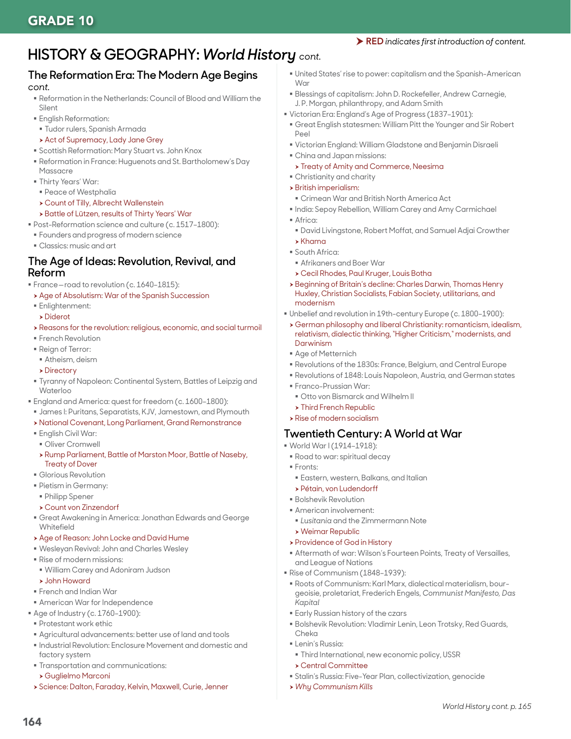# GRADE 10

➤ **RED** *indicates first introduction of content.*

# HISTORY & GEOGRAPHY: *World History* cont.

## The Reformation Era: The Modern Age Begins *cont.*

- Reformation in the Netherlands: Council of Blood and William the Silent
- English Reformation:
  - Tudor rulers, Spanish Armada
  - ➤ Act of Supremacy, Lady Jane Grey
- Scottish Reformation: Mary Stuart vs. John Knox
- Reformation in France: Huguenots and St. Bartholomew's Day Massacre
- Thirty Years' War:
  - Peace of Westphalia
  - ➤ Count of Tilly, Albrecht Wallenstein
  - ➤ Battle of Lützen, results of Thirty Years' War
- Post-Reformation science and culture (c. 1517–1800):
  - Founders and progress of modern science
  - Classics: music and art

## The Age of Ideas: Revolution, Revival, and Reform

- France—road to revolution (c. 1640–1815):
  - ➤ Age of Absolutism: War of the Spanish Succession
  - Enlightenment:
    - ➤ Diderot
  - ➤ Reasons for the revolution: religious, economic, and social turmoil
  - French Revolution
  - Reign of Terror:
    - Atheism, deism
    - ➤ Directory
  - Tyranny of Napoleon: Continental System, Battles of Leipzig and Waterloo
- England and America: quest for freedom (c. 1600–1800):
  - James I: Puritans, Separatists, KJV, Jamestown, and Plymouth
  - ➤ National Covenant, Long Parliament, Grand Remonstrance
  - English Civil War:
    - Oliver Cromwell
    - ➤ Rump Parliament, Battle of Marston Moor, Battle of Naseby, Treaty of Dover
  - Glorious Revolution
  - Pietism in Germany:
    - Philipp Spener
    - ➤ Count von Zinzendorf
  - Great Awakening in America: Jonathan Edwards and George Whitefield
  - ➤ Age of Reason: John Locke and David Hume
  - Wesleyan Revival: John and Charles Wesley
  - Rise of modern missions:
    - William Carey and Adoniram Judson
    - ➤ John Howard
  - French and Indian War
  - American War for Independence
- Age of Industry (c. 1760–1900):
  - Protestant work ethic
  - Agricultural advancements: better use of land and tools
  - Industrial Revolution: Enclosure Movement and domestic and factory system
  - Transportation and communications:
    - ➤ Guglielmo Marconi
  - ➤ Science: Dalton, Faraday, Kelvin, Maxwell, Curie, Jenner
  - United States' rise to power: capitalism and the Spanish-American War
  - Blessings of capitalism: John D. Rockefeller, Andrew Carnegie, J. P. Morgan, philanthropy, and Adam Smith
- Victorian Era: England's Age of Progress (1837–1901):
  - Great English statesmen: William Pitt the Younger and Sir Robert Peel
  - Victorian England: William Gladstone and Benjamin Disraeli
  - China and Japan missions:
    - ➤ Treaty of Amity and Commerce, Neesima
  - Christianity and charity
  - ➤ British imperialism:
    - Crimean War and British North America Act
  - India: Sepoy Rebellion, William Carey and Amy Carmichael
  - Africa:
    - David Livingstone, Robert Moffat, and Samuel Adjai Crowther
    - ➤ Khama
  - South Africa:
    - Afrikaners and Boer War
    - ➤ Cecil Rhodes, Paul Kruger, Louis Botha
  - ➤ Beginning of Britain's decline: Charles Darwin, Thomas Henry Huxley, Christian Socialists, Fabian Society, utilitarians, and modernism
- Unbelief and revolution in 19th-century Europe (c. 1800–1900):
  - ➤ German philosophy and liberal Christianity: romanticism, idealism, relativism, dialectic thinking, "Higher Criticism," modernists, and Darwinism
  - Age of Metternich
  - Revolutions of the 1830s: France, Belgium, and Central Europe
  - Revolutions of 1848: Louis Napoleon, Austria, and German states
  - Franco-Prussian War:
    - Otto von Bismarck and Wilhelm II
    - ➤ Third French Republic
  - ➤ Rise of modern socialism

## Twentieth Century: A World at War

- World War I (1914–1918):
  - Road to war: spiritual decay
  - Fronts:
    - Eastern, western, Balkans, and Italian
    - ➤ Pétain, von Ludendorff
  - Bolshevik Revolution
  - American involvement:
    - *Lusitania* and the Zimmermann Note
    - ➤ Weimar Republic
  - ➤ Providence of God in History
  - Aftermath of war: Wilson's Fourteen Points, Treaty of Versailles, and League of Nations
- Rise of Communism (1848–1939):
  - Roots of Communism: Karl Marx, dialectical materialism, bourgeoisie, proletariat, Frederich Engels, *Communist Manifesto, Das Kapital*
  - Early Russian history of the czars
  - Bolshevik Revolution: Vladimir Lenin, Leon Trotsky, Red Guards, Cheka
  - Lenin's Russia:
    - Third International, new economic policy, USSR
    - ➤ Central Committee
  - Stalin's Russia: Five-Year Plan, collectivization, genocide
  - ➤ *Why Communism Kills*

*World History cont. p. 165*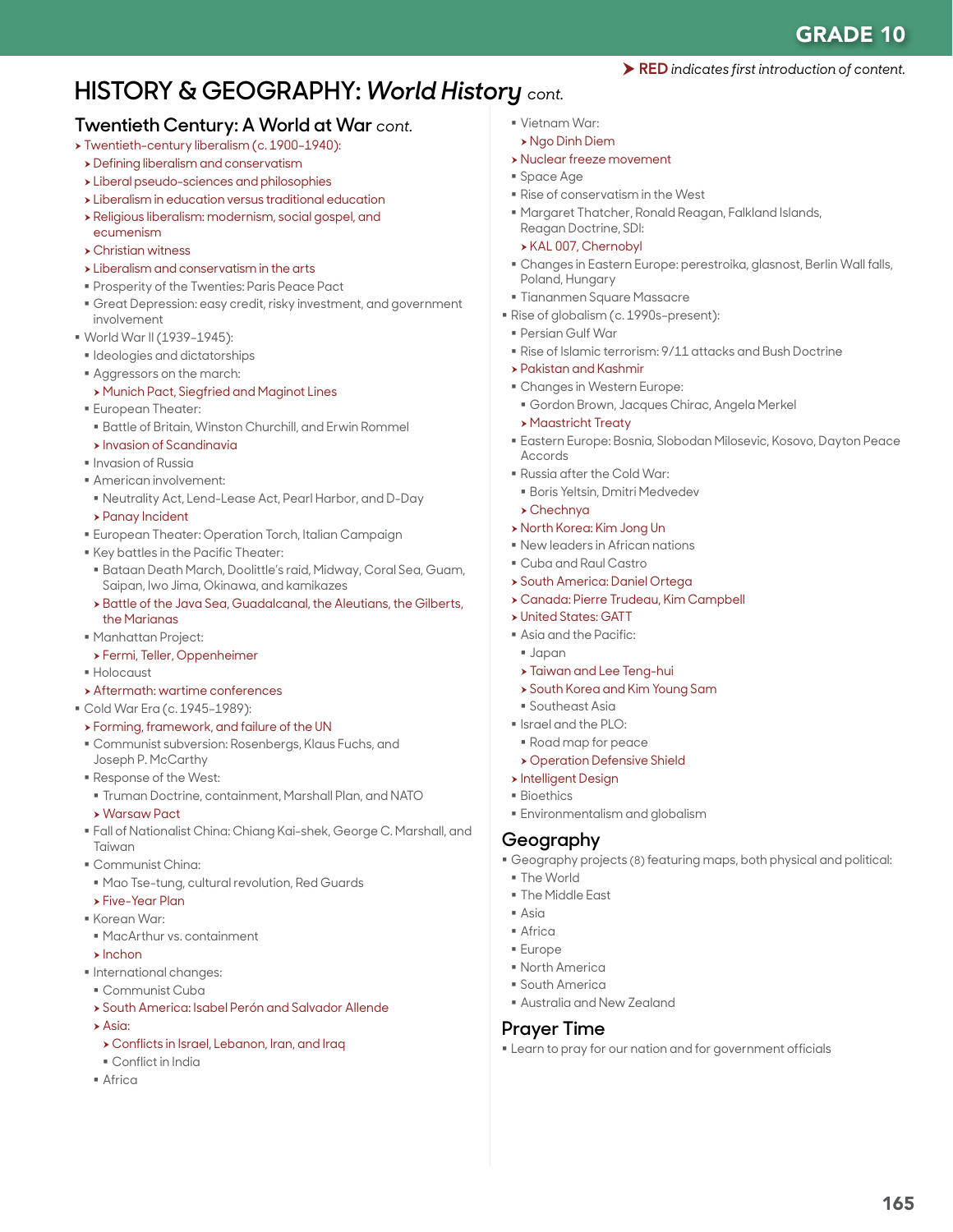➤ **RED** *indicates first introduction of content.*

# HISTORY & GEOGRAPHY: *World History* cont.

## Twentieth Century: A World at War cont.

- ➤ Twentieth-century liberalism (c. 1900–1940):
  - ➤ Defining liberalism and conservatism
  - ➤ Liberal pseudo-sciences and philosophies
  - ➤ Liberalism in education versus traditional education
  - ➤ Religious liberalism: modernism, social gospel, and ecumenism
  - ➤ Christian witness
  - ➤ Liberalism and conservatism in the arts
  - Prosperity of the Twenties: Paris Peace Pact
  - Great Depression: easy credit, risky investment, and government involvement
- World War II (1939–1945):
  - Ideologies and dictatorships
  - Aggressors on the march:
    - ➤ Munich Pact, Siegfried and Maginot Lines
  - European Theater:
    - Battle of Britain, Winston Churchill, and Erwin Rommel
    - ➤ Invasion of Scandinavia
  - Invasion of Russia
  - American involvement:
    - Neutrality Act, Lend-Lease Act, Pearl Harbor, and D-Day
    - ➤ Panay Incident
  - European Theater: Operation Torch, Italian Campaign
  - Key battles in the Pacific Theater:
    - Bataan Death March, Doolittle's raid, Midway, Coral Sea, Guam, Saipan, Iwo Jima, Okinawa, and kamikazes
    - ➤ Battle of the Java Sea, Guadalcanal, the Aleutians, the Gilberts, the Marianas
  - Manhattan Project:
    - ➤ Fermi, Teller, Oppenheimer
  - Holocaust
  - ➤ Aftermath: wartime conferences
- Cold War Era (c. 1945–1989):
  - ➤ Forming, framework, and failure of the UN
  - Communist subversion: Rosenbergs, Klaus Fuchs, and Joseph P. McCarthy
  - Response of the West:
    - Truman Doctrine, containment, Marshall Plan, and NATO
    - ➤ Warsaw Pact
  - Fall of Nationalist China: Chiang Kai-shek, George C. Marshall, and Taiwan
  - Communist China:
    - Mao Tse-tung, cultural revolution, Red Guards
    - ➤ Five-Year Plan
  - Korean War:
    - MacArthur vs. containment
    - ➤ Inchon
  - International changes:
    - Communist Cuba
    - ➤ South America: Isabel Perón and Salvador Allende
    - ➤ Asia:
      - ➤ Conflicts in Israel, Lebanon, Iran, and Iraq
      - Conflict in India
    - Africa
  - Vietnam War:
    - ➤ Ngo Dinh Diem
  - ➤ Nuclear freeze movement
  - Space Age
  - Rise of conservatism in the West
  - Margaret Thatcher, Ronald Reagan, Falkland Islands, Reagan Doctrine, SDI:
    - ➤ KAL 007, Chernobyl
  - Changes in Eastern Europe: perestroika, glasnost, Berlin Wall falls, Poland, Hungary
  - Tiananmen Square Massacre
- Rise of globalism (c. 1990s–present):
  - Persian Gulf War
  - Rise of Islamic terrorism: 9/11 attacks and Bush Doctrine
  - ➤ Pakistan and Kashmir
  - Changes in Western Europe:
    - Gordon Brown, Jacques Chirac, Angela Merkel
    - ➤ Maastricht Treaty
  - Eastern Europe: Bosnia, Slobodan Milosevic, Kosovo, Dayton Peace Accords
  - Russia after the Cold War:
    - Boris Yeltsin, Dmitri Medvedev
    - ➤ Chechnya
  - ➤ North Korea: Kim Jong Un
  - New leaders in African nations
  - Cuba and Raul Castro
  - ➤ South America: Daniel Ortega
  - ➤ Canada: Pierre Trudeau, Kim Campbell
  - ➤ United States: GATT
  - Asia and the Pacific:
    - Japan
    - ➤ Taiwan and Lee Teng-hui
    - ➤ South Korea and Kim Young Sam
    - Southeast Asia
  - Israel and the PLO:
    - Road map for peace
    - ➤ Operation Defensive Shield
  - ➤ Intelligent Design
  - Bioethics
  - Environmentalism and globalism

## Geography

- Geography projects (8) featuring maps, both physical and political:
  - The World
  - The Middle East
  - Asia
  - Africa
  - Europe
  - North America
  - South America
  - Australia and New Zealand

## Prayer Time

- Learn to pray for our nation and for government officials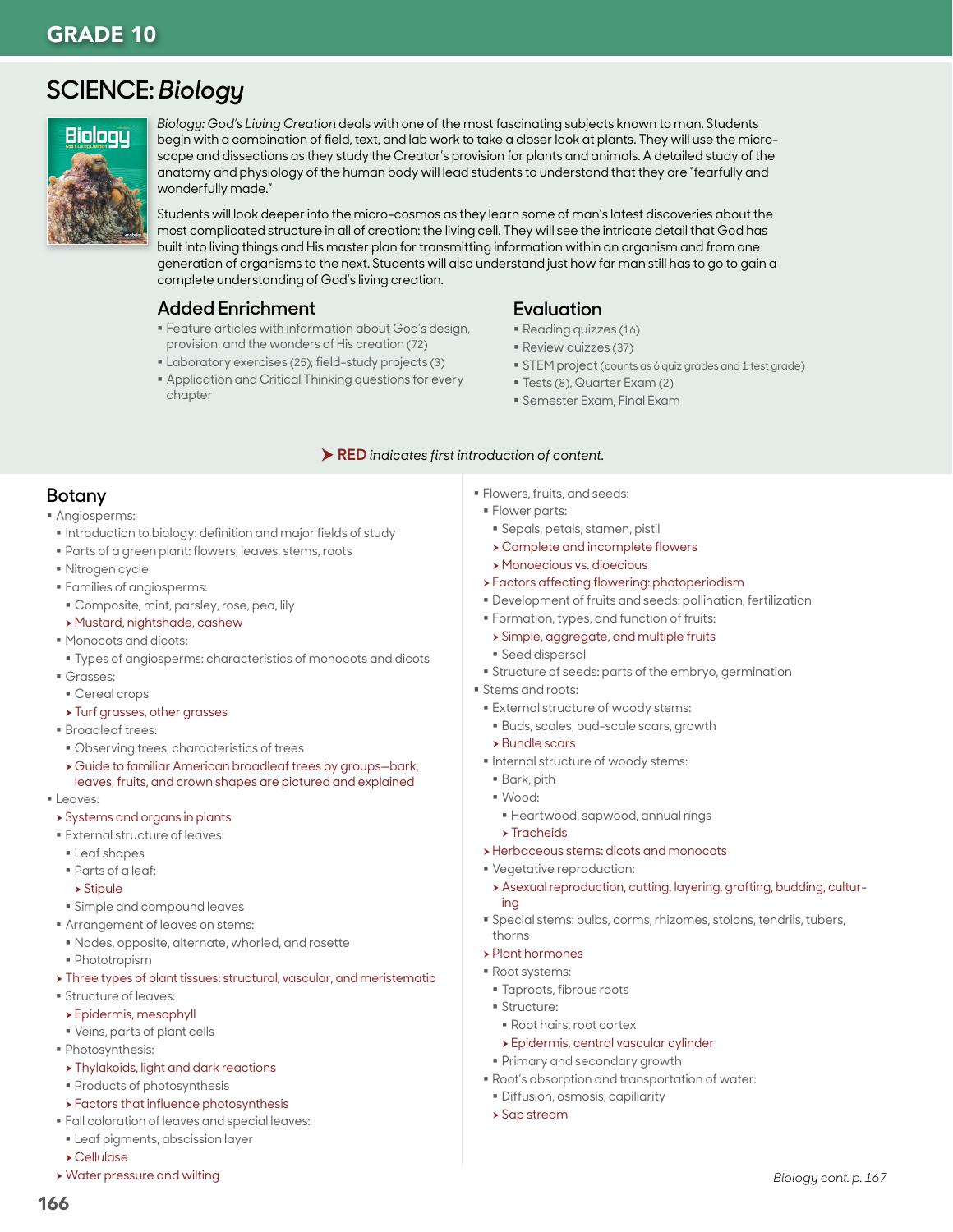# GRADE 10

## SCIENCE: *Biology*

*Biology: God's Living Creation* deals with one of the most fascinating subjects known to man. Students begin with a combination of field, text, and lab work to take a closer look at plants. They will use the microscope and dissections as they study the Creator's provision for plants and animals. A detailed study of the anatomy and physiology of the human body will lead students to understand that they are "fearfully and wonderfully made."

Students will look deeper into the micro-cosmos as they learn some of man's latest discoveries about the most complicated structure in all of creation: the living cell. They will see the intricate detail that God has built into living things and His master plan for transmitting information within an organism and from one generation of organisms to the next. Students will also understand just how far man still has to go to gain a complete understanding of God's living creation.

### Added Enrichment

- Feature articles with information about God's design, provision, and the wonders of His creation (72)
- Laboratory exercises (25); field-study projects (3)
- Application and Critical Thinking questions for every chapter

### Evaluation

- Reading quizzes (16)
- Review quizzes (37)
- STEM project (counts as 6 quiz grades and 1 test grade)
- Tests (8), Quarter Exam (2)
- Semester Exam, Final Exam

➤ **RED** *indicates first introduction of content.*

### Botany

- Angiosperms:
  - Introduction to biology: definition and major fields of study
  - Parts of a green plant: flowers, leaves, stems, roots
  - Nitrogen cycle
  - Families of angiosperms:
    - Composite, mint, parsley, rose, pea, lily
    - ➤ Mustard, nightshade, cashew
  - Monocots and dicots:
    - Types of angiosperms: characteristics of monocots and dicots
  - Grasses:
    - Cereal crops
    - ➤ Turf grasses, other grasses
  - Broadleaf trees:
    - Observing trees, characteristics of trees
    - ➤ Guide to familiar American broadleaf trees by groups—bark, leaves, fruits, and crown shapes are pictured and explained
- Leaves:
  - ➤ Systems and organs in plants
  - External structure of leaves:
    - Leaf shapes
    - Parts of a leaf:
      - ➤ Stipule
    - Simple and compound leaves
  - Arrangement of leaves on stems:
    - Nodes, opposite, alternate, whorled, and rosette
    - Phototropism
  - ➤ Three types of plant tissues: structural, vascular, and meristematic
  - Structure of leaves:
    - ➤ Epidermis, mesophyll
    - Veins, parts of plant cells
  - Photosynthesis:
    - ➤ Thylakoids, light and dark reactions
    - Products of photosynthesis
    - ➤ Factors that influence photosynthesis
  - Fall coloration of leaves and special leaves:
    - Leaf pigments, abscission layer
    - ➤ Cellulase
  - ➤ Water pressure and wilting
- Flowers, fruits, and seeds:
  - Flower parts:
    - Sepals, petals, stamen, pistil
    - ➤ Complete and incomplete flowers
    - ➤ Monoecious vs. dioecious
  - ➤ Factors affecting flowering: photoperiodism
  - Development of fruits and seeds: pollination, fertilization
  - Formation, types, and function of fruits:
    - ➤ Simple, aggregate, and multiple fruits
    - Seed dispersal
  - Structure of seeds: parts of the embryo, germination
- Stems and roots:
  - External structure of woody stems:
    - Buds, scales, bud-scale scars, growth
    - ➤ Bundle scars
  - Internal structure of woody stems:
    - Bark, pith
    - Wood:
      - Heartwood, sapwood, annual rings
      - ➤ Tracheids
  - ➤ Herbaceous stems: dicots and monocots
  - Vegetative reproduction:
    - ➤ Asexual reproduction, cutting, layering, grafting, budding, culturing
  - Special stems: bulbs, corms, rhizomes, stolons, tendrils, tubers, thorns
  - ➤ Plant hormones
  - Root systems:
    - Taproots, fibrous roots
    - Structure:
      - Root hairs, root cortex
      - ➤ Epidermis, central vascular cylinder
    - Primary and secondary growth
  - Root's absorption and transportation of water:
    - Diffusion, osmosis, capillarity
    - ➤ Sap stream

*Biology cont. p. 167*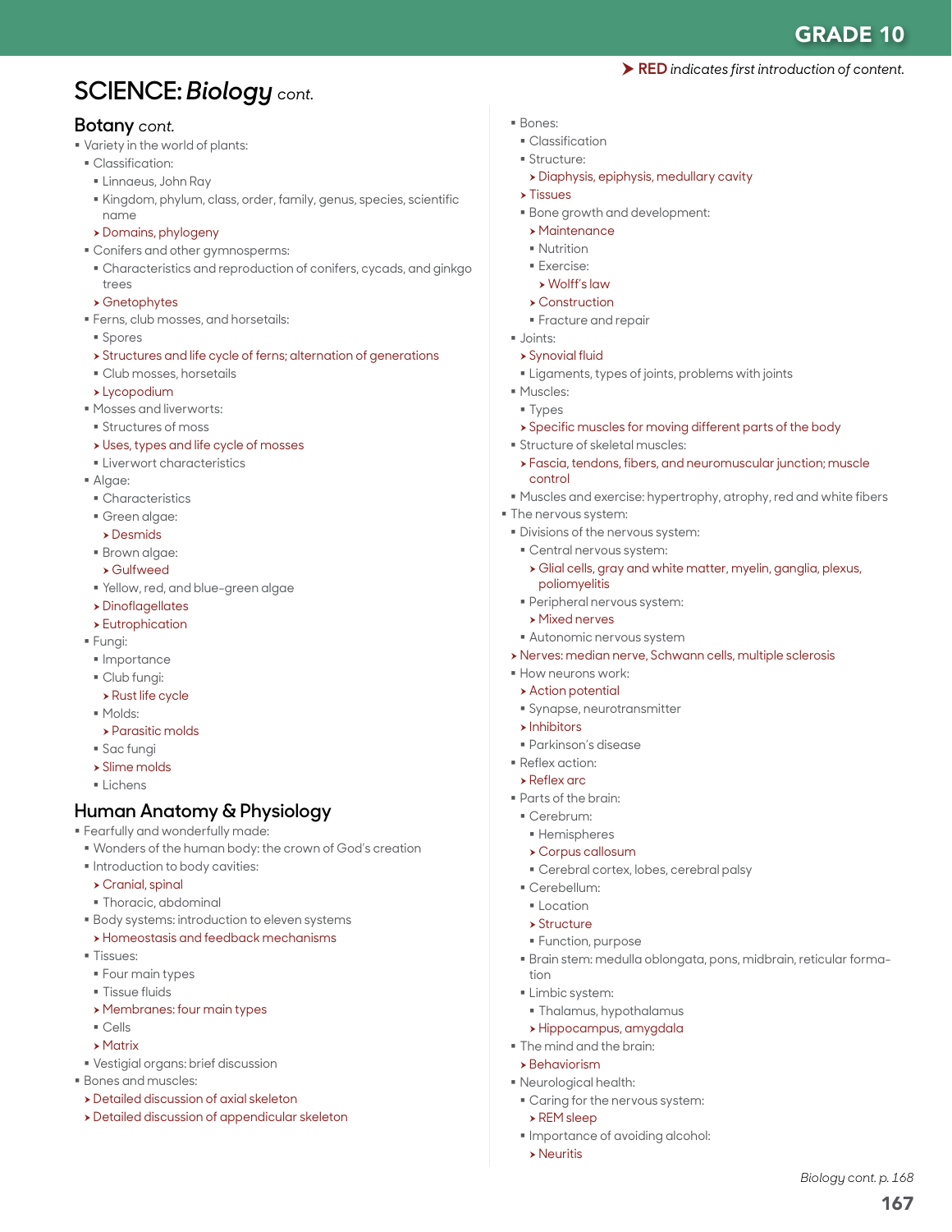➤ **RED** *indicates first introduction of content.*

# SCIENCE: *Biology* cont.

## Botany cont.

- Variety in the world of plants:
  - Classification:
    - Linnaeus, John Ray
    - Kingdom, phylum, class, order, family, genus, species, scientific name
    - ➤ Domains, phylogeny
  - Conifers and other gymnosperms:
    - Characteristics and reproduction of conifers, cycads, and ginkgo trees
    - ➤ Gnetophytes
  - Ferns, club mosses, and horsetails:
    - Spores
    - ➤ Structures and life cycle of ferns; alternation of generations
    - Club mosses, horsetails
    - ➤ Lycopodium
  - Mosses and liverworts:
    - Structures of moss
    - ➤ Uses, types and life cycle of mosses
    - Liverwort characteristics
  - Algae:
    - Characteristics
    - Green algae:
      - ➤ Desmids
    - Brown algae:
      - ➤ Gulfweed
    - Yellow, red, and blue-green algae
    - ➤ Dinoflagellates
    - ➤ Eutrophication
  - Fungi:
    - Importance
    - Club fungi:
      - ➤ Rust life cycle
    - Molds:
      - ➤ Parasitic molds
    - Sac fungi
    - ➤ Slime molds
    - Lichens

## Human Anatomy & Physiology

- Fearfully and wonderfully made:
  - Wonders of the human body: the crown of God's creation
  - Introduction to body cavities:
    - ➤ Cranial, spinal
    - Thoracic, abdominal
  - Body systems: introduction to eleven systems
    - ➤ Homeostasis and feedback mechanisms
  - Tissues:
    - Four main types
    - Tissue fluids
    - ➤ Membranes: four main types
    - Cells
    - ➤ Matrix
  - Vestigial organs: brief discussion
- Bones and muscles:
  - ➤ Detailed discussion of axial skeleton
  - ➤ Detailed discussion of appendicular skeleton
  - Bones:
    - Classification
    - Structure:
      - ➤ Diaphysis, epiphysis, medullary cavity
    - ➤ Tissues
    - Bone growth and development:
      - ➤ Maintenance
      - Nutrition
      - Exercise:
        - ➤ Wolff's law
      - ➤ Construction
      - Fracture and repair
  - Joints:
    - ➤ Synovial fluid
    - Ligaments, types of joints, problems with joints
  - Muscles:
    - Types
    - ➤ Specific muscles for moving different parts of the body
  - Structure of skeletal muscles:
    - ➤ Fascia, tendons, fibers, and neuromuscular junction; muscle control
  - Muscles and exercise: hypertrophy, atrophy, red and white fibers
- The nervous system:
  - Divisions of the nervous system:
    - Central nervous system:
      - ➤ Glial cells, gray and white matter, myelin, ganglia, plexus, poliomyelitis
    - Peripheral nervous system:
      - ➤ Mixed nerves
    - Autonomic nervous system
  - ➤ Nerves: median nerve, Schwann cells, multiple sclerosis
  - How neurons work:
    - ➤ Action potential
    - Synapse, neurotransmitter
    - ➤ Inhibitors
    - Parkinson's disease
  - Reflex action:
    - ➤ Reflex arc
  - Parts of the brain:
    - Cerebrum:
      - Hemispheres
      - ➤ Corpus callosum
      - Cerebral cortex, lobes, cerebral palsy
    - Cerebellum:
      - Location
      - ➤ Structure
      - Function, purpose
    - Brain stem: medulla oblongata, pons, midbrain, reticular formation
    - Limbic system:
      - Thalamus, hypothalamus
      - ➤ Hippocampus, amygdala
  - The mind and the brain:
    - ➤ Behaviorism
  - Neurological health:
    - Caring for the nervous system:
      - ➤ REM sleep
    - Importance of avoiding alcohol:
      - ➤ Neuritis

*Biology cont. p. 168*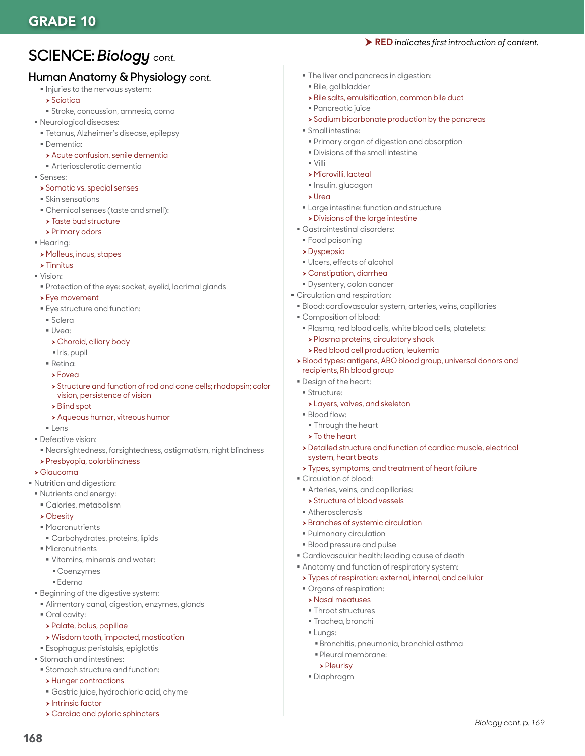**➤ RED** *indicates first introduction of content.*

# SCIENCE: *Biology* cont.

## Human Anatomy & Physiology cont.

- Injuries to the nervous system:
  - ➤ Sciatica
  - Stroke, concussion, amnesia, coma
- Neurological diseases:
  - Tetanus, Alzheimer's disease, epilepsy
  - Dementia:
    - ➤ Acute confusion, senile dementia
    - Arteriosclerotic dementia
- Senses:
  - ➤ Somatic vs. special senses
  - Skin sensations
  - Chemical senses (taste and smell):
    - ➤ Taste bud structure
    - ➤ Primary odors
- Hearing:
  - ➤ Malleus, incus, stapes
  - ➤ Tinnitus
- Vision:
  - Protection of the eye: socket, eyelid, lacrimal glands
  - ➤ Eye movement
  - Eye structure and function:
    - Sclera
    - Uvea:
      - ➤ Choroid, ciliary body
      - Iris, pupil
    - Retina:
      - ➤ Fovea
      - ➤ Structure and function of rod and cone cells; rhodopsin; color vision, persistence of vision
      - ➤ Blind spot
      - ➤ Aqueous humor, vitreous humor
    - Lens
- Defective vision:
  - Nearsightedness, farsightedness, astigmatism, night blindness
  - ➤ Presbyopia, colorblindness
- ➤ Glaucoma
- Nutrition and digestion:
  - Nutrients and energy:
    - Calories, metabolism
    - ➤ Obesity
    - Macronutrients
      - Carbohydrates, proteins, lipids
    - Micronutrients
      - Vitamins, minerals and water:
        - Coenzymes
        - Edema
  - Beginning of the digestive system:
    - Alimentary canal, digestion, enzymes, glands
    - Oral cavity:
      - ➤ Palate, bolus, papillae
      - ➤ Wisdom tooth, impacted, mastication
    - Esophagus: peristalsis, epiglottis
  - Stomach and intestines:
    - Stomach structure and function:
      - ➤ Hunger contractions
      - Gastric juice, hydrochloric acid, chyme
      - ➤ Intrinsic factor
      - ➤ Cardiac and pyloric sphincters
    - The liver and pancreas in digestion:
      - Bile, gallbladder
      - ➤ Bile salts, emulsification, common bile duct
      - Pancreatic juice
      - ➤ Sodium bicarbonate production by the pancreas
    - Small intestine:
      - Primary organ of digestion and absorption
      - Divisions of the small intestine
      - Villi
      - ➤ Microvilli, lacteal
      - Insulin, glucagon
      - ➤ Urea
    - Large intestine: function and structure
      - ➤ Divisions of the large intestine
  - Gastrointestinal disorders:
    - Food poisoning
    - ➤ Dyspepsia
    - Ulcers, effects of alcohol
    - ➤ Constipation, diarrhea
    - Dysentery, colon cancer
- Circulation and respiration:
  - Blood: cardiovascular system, arteries, veins, capillaries
  - Composition of blood:
    - Plasma, red blood cells, white blood cells, platelets:
      - ➤ Plasma proteins, circulatory shock
      - ➤ Red blood cell production, leukemia
  - ➤ Blood types: antigens, ABO blood group, universal donors and recipients, Rh blood group
  - Design of the heart:
    - Structure:
      - ➤ Layers, valves, and skeleton
    - Blood flow:
      - Through the heart
      - ➤ To the heart
    - ➤ Detailed structure and function of cardiac muscle, electrical system, heart beats
    - ➤ Types, symptoms, and treatment of heart failure
  - Circulation of blood:
    - Arteries, veins, and capillaries:
      - ➤ Structure of blood vessels
    - Atherosclerosis
    - ➤ Branches of systemic circulation
    - Pulmonary circulation
    - Blood pressure and pulse
  - Cardiovascular health: leading cause of death
  - Anatomy and function of respiratory system:
    - ➤ Types of respiration: external, internal, and cellular
    - Organs of respiration:
      - ➤ Nasal meatuses
      - Throat structures
      - Trachea, bronchi
      - Lungs:
        - Bronchitis, pneumonia, bronchial asthma
        - Pleural membrane:
          - ➤ Pleurisy
      - Diaphragm

*Biology cont. p. 169*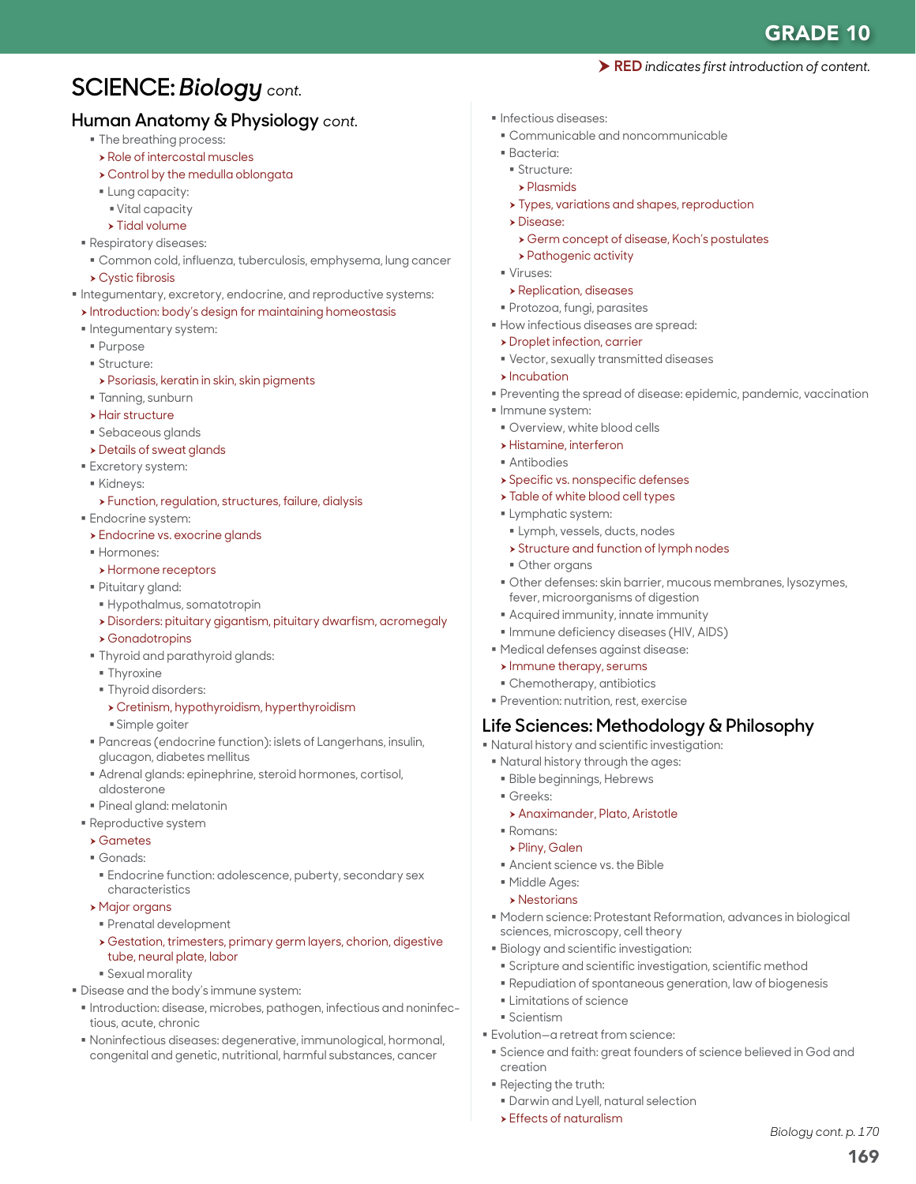**RED** *indicates first introduction of content.*

# SCIENCE: *Biology* cont.

## Human Anatomy & Physiology *cont.*

- The breathing process:
  - Role of intercostal muscles
  - Control by the medulla oblongata
  - Lung capacity:
    - Vital capacity
    - Tidal volume
- Respiratory diseases:
  - Common cold, influenza, tuberculosis, emphysema, lung cancer
  - Cystic fibrosis
- Integumentary, excretory, endocrine, and reproductive systems:
  - Introduction: body's design for maintaining homeostasis
  - Integumentary system:
    - Purpose
    - Structure:
      - Psoriasis, keratin in skin, skin pigments
    - Tanning, sunburn
    - Hair structure
    - Sebaceous glands
    - Details of sweat glands
  - Excretory system:
    - Kidneys:
      - Function, regulation, structures, failure, dialysis
  - Endocrine system:
    - Endocrine vs. exocrine glands
    - Hormones:
      - Hormone receptors
    - Pituitary gland:
      - Hypothalmus, somatotropin
      - Disorders: pituitary gigantism, pituitary dwarfism, acromegaly
      - Gonadotropins
    - Thyroid and parathyroid glands:
      - Thyroxine
      - Thyroid disorders:
        - Cretinism, hypothyroidism, hyperthyroidism
        - Simple goiter
    - Pancreas (endocrine function): islets of Langerhans, insulin, glucagon, diabetes mellitus
    - Adrenal glands: epinephrine, steroid hormones, cortisol, aldosterone
    - Pineal gland: melatonin
  - Reproductive system
    - Gametes
    - Gonads:
      - Endocrine function: adolescence, puberty, secondary sex characteristics
    - Major organs
      - Prenatal development
      - Gestation, trimesters, primary germ layers, chorion, digestive tube, neural plate, labor
      - Sexual morality
- Disease and the body's immune system:
  - Introduction: disease, microbes, pathogen, infectious and noninfectious, acute, chronic
  - Noninfectious diseases: degenerative, immunological, hormonal, congenital and genetic, nutritional, harmful substances, cancer
  - Infectious diseases:
    - Communicable and noncommunicable
    - Bacteria:
      - Structure:
        - Plasmids
      - Types, variations and shapes, reproduction
      - Disease:
        - Germ concept of disease, Koch's postulates
        - Pathogenic activity
    - Viruses:
      - Replication, diseases
    - Protozoa, fungi, parasites
  - How infectious diseases are spread:
    - Droplet infection, carrier
    - Vector, sexually transmitted diseases
    - Incubation
  - Preventing the spread of disease: epidemic, pandemic, vaccination
  - Immune system:
    - Overview, white blood cells
    - Histamine, interferon
    - Antibodies
    - Specific vs. nonspecific defenses
    - Table of white blood cell types
    - Lymphatic system:
      - Lymph, vessels, ducts, nodes
      - Structure and function of lymph nodes
      - Other organs
    - Other defenses: skin barrier, mucous membranes, lysozymes, fever, microorganisms of digestion
    - Acquired immunity, innate immunity
    - Immune deficiency diseases (HIV, AIDS)
  - Medical defenses against disease:
    - Immune therapy, serums
    - Chemotherapy, antibiotics
  - Prevention: nutrition, rest, exercise

## Life Sciences: Methodology & Philosophy

- Natural history and scientific investigation:
  - Natural history through the ages:
    - Bible beginnings, Hebrews
    - Greeks:
      - Anaximander, Plato, Aristotle
    - Romans:
      - Pliny, Galen
    - Ancient science vs. the Bible
    - Middle Ages:
      - Nestorians
  - Modern science: Protestant Reformation, advances in biological sciences, microscopy, cell theory
  - Biology and scientific investigation:
    - Scripture and scientific investigation, scientific method
    - Repudiation of spontaneous generation, law of biogenesis
    - Limitations of science
    - Scientism
- Evolution—a retreat from science:
  - Science and faith: great founders of science believed in God and creation
  - Rejecting the truth:
    - Darwin and Lyell, natural selection
    - Effects of naturalism

*Biology cont. p. 170*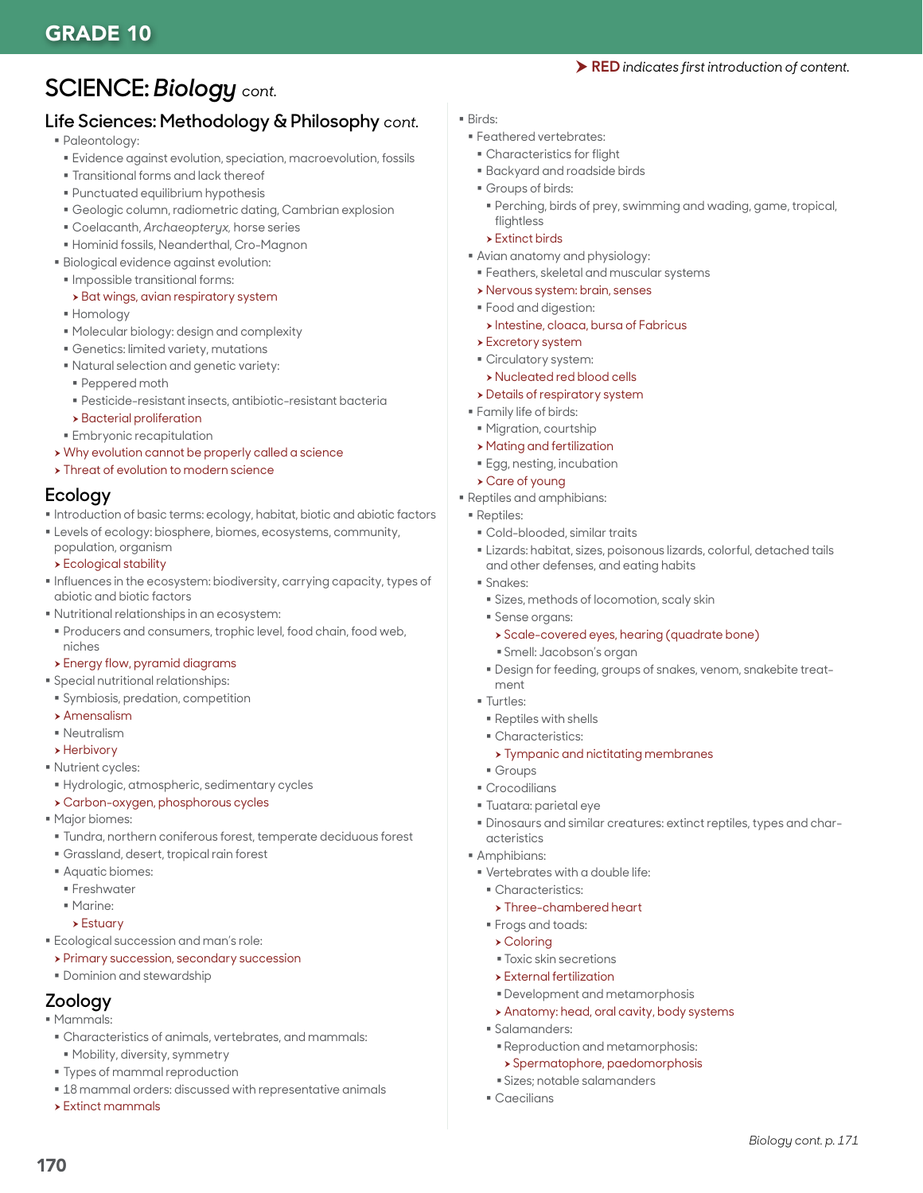# GRADE 10

➤ **RED** *indicates first introduction of content.*

## SCIENCE: *Biology* *cont.*

### Life Sciences: Methodology & Philosophy *cont.*

- Paleontology:
  - Evidence against evolution, speciation, macroevolution, fossils
  - Transitional forms and lack thereof
  - Punctuated equilibrium hypothesis
  - Geologic column, radiometric dating, Cambrian explosion
  - Coelacanth, *Archaeopteryx,* horse series
  - Hominid fossils, Neanderthal, Cro-Magnon
- Biological evidence against evolution:
  - Impossible transitional forms:
    - ➤ Bat wings, avian respiratory system
  - Homology
  - Molecular biology: design and complexity
  - Genetics: limited variety, mutations
  - Natural selection and genetic variety:
    - Peppered moth
    - Pesticide-resistant insects, antibiotic-resistant bacteria
    - ➤ Bacterial proliferation
  - Embryonic recapitulation
- ➤ Why evolution cannot be properly called a science
- ➤ Threat of evolution to modern science

### Ecology

- Introduction of basic terms: ecology, habitat, biotic and abiotic factors
- Levels of ecology: biosphere, biomes, ecosystems, community, population, organism
  - ➤ Ecological stability
- Influences in the ecosystem: biodiversity, carrying capacity, types of abiotic and biotic factors
- Nutritional relationships in an ecosystem:
  - Producers and consumers, trophic level, food chain, food web, niches
  - ➤ Energy flow, pyramid diagrams
- Special nutritional relationships:
  - Symbiosis, predation, competition
  - ➤ Amensalism
  - Neutralism
  - ➤ Herbivory
- Nutrient cycles:
  - Hydrologic, atmospheric, sedimentary cycles
  - ➤ Carbon-oxygen, phosphorous cycles
- Major biomes:
  - Tundra, northern coniferous forest, temperate deciduous forest
  - Grassland, desert, tropical rain forest
  - Aquatic biomes:
    - Freshwater
    - Marine:
      - ➤ Estuary
- Ecological succession and man's role:
  - ➤ Primary succession, secondary succession
  - Dominion and stewardship

### Zoology

- Mammals:
  - Characteristics of animals, vertebrates, and mammals:
    - Mobility, diversity, symmetry
  - Types of mammal reproduction
  - 18 mammal orders: discussed with representative animals
  - ➤ Extinct mammals
- Birds:
  - Feathered vertebrates:
    - Characteristics for flight
    - Backyard and roadside birds
    - Groups of birds:
      - Perching, birds of prey, swimming and wading, game, tropical, flightless
      - ➤ Extinct birds
  - Avian anatomy and physiology:
    - Feathers, skeletal and muscular systems
    - ➤ Nervous system: brain, senses
    - Food and digestion:
      - ➤ Intestine, cloaca, bursa of Fabricus
    - ➤ Excretory system
    - Circulatory system:
      - ➤ Nucleated red blood cells
    - ➤ Details of respiratory system
  - Family life of birds:
    - Migration, courtship
    - ➤ Mating and fertilization
    - Egg, nesting, incubation
    - ➤ Care of young
- Reptiles and amphibians:
  - Reptiles:
    - Cold-blooded, similar traits
    - Lizards: habitat, sizes, poisonous lizards, colorful, detached tails and other defenses, and eating habits
    - Snakes:
      - Sizes, methods of locomotion, scaly skin
      - Sense organs:
        - ➤ Scale-covered eyes, hearing (quadrate bone)
        - Smell: Jacobson's organ
      - Design for feeding, groups of snakes, venom, snakebite treatment
    - Turtles:
      - Reptiles with shells
      - Characteristics:
        - ➤ Tympanic and nictitating membranes
      - Groups
    - Crocodilians
    - Tuatara: parietal eye
    - Dinosaurs and similar creatures: extinct reptiles, types and characteristics
  - Amphibians:
    - Vertebrates with a double life:
      - Characteristics:
        - ➤ Three-chambered heart
      - Frogs and toads:
        - ➤ Coloring
        - Toxic skin secretions
        - ➤ External fertilization
        - Development and metamorphosis
        - ➤ Anatomy: head, oral cavity, body systems
      - Salamanders:
        - Reproduction and metamorphosis:
          - ➤ Spermatophore, paedomorphosis
        - Sizes; notable salamanders
      - Caecilians

*Biology cont. p. 171*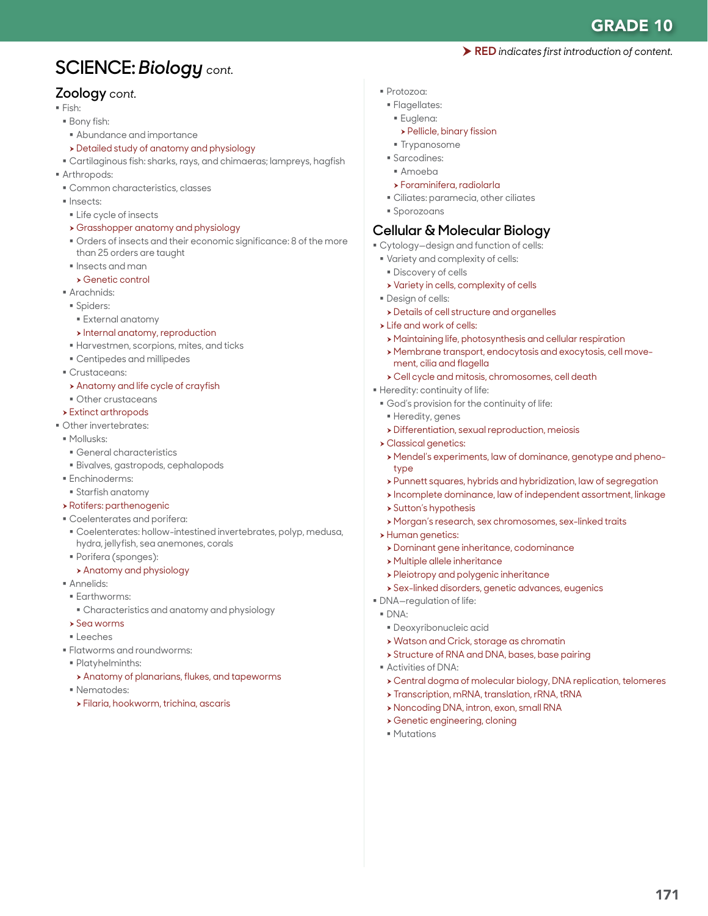➤ **RED** *indicates first introduction of content.*

# SCIENCE: *Biology* cont.

## Zoology cont.

- Fish:
  - Bony fish:
    - Abundance and importance
    - ➤ Detailed study of anatomy and physiology
  - Cartilaginous fish: sharks, rays, and chimaeras; lampreys, hagfish
- Arthropods:
  - Common characteristics, classes
  - Insects:
    - Life cycle of insects
    - ➤ Grasshopper anatomy and physiology
    - Orders of insects and their economic significance: 8 of the more than 25 orders are taught
    - Insects and man
      - ➤ Genetic control
  - Arachnids:
    - Spiders:
      - External anatomy
      - ➤ Internal anatomy, reproduction
    - Harvestmen, scorpions, mites, and ticks
    - Centipedes and millipedes
  - Crustaceans:
    - ➤ Anatomy and life cycle of crayfish
    - Other crustaceans
  - ➤ Extinct arthropods
- Other invertebrates:
  - Mollusks:
    - General characteristics
    - Bivalves, gastropods, cephalopods
  - Enchinoderms:
    - Starfish anatomy
  - ➤ Rotifers: parthenogenic
  - Coelenterates and porifera:
    - Coelenterates: hollow-intestined invertebrates, polyp, medusa, hydra, jellyfish, sea anemones, corals
    - Porifera (sponges):
      - ➤ Anatomy and physiology
  - Annelids:
    - Earthworms:
      - Characteristics and anatomy and physiology
    - ➤ Sea worms
    - Leeches
  - Flatworms and roundworms:
    - Platyhelminths:
      - ➤ Anatomy of planarians, flukes, and tapeworms
    - Nematodes:
      - ➤ Filaria, hookworm, trichina, ascaris
  - Protozoa:
    - Flagellates:
      - Euglena:
        - ➤ Pellicle, binary fission
      - Trypanosome
    - Sarcodines:
      - Amoeba
      - ➤ Foraminifera, radiolarla
    - Ciliates: paramecia, other ciliates
    - Sporozoans

## Cellular & Molecular Biology

- Cytology—design and function of cells:
  - Variety and complexity of cells:
    - Discovery of cells
    - ➤ Variety in cells, complexity of cells
  - Design of cells:
    - ➤ Details of cell structure and organelles
  - ➤ Life and work of cells:
    - ➤ Maintaining life, photosynthesis and cellular respiration
    - ➤ Membrane transport, endocytosis and exocytosis, cell movement, cilia and flagella
    - ➤ Cell cycle and mitosis, chromosomes, cell death
- Heredity: continuity of life:
  - God's provision for the continuity of life:
    - Heredity, genes
    - ➤ Differentiation, sexual reproduction, meiosis
  - ➤ Classical genetics:
    - ➤ Mendel's experiments, law of dominance, genotype and phenotype
    - ➤ Punnett squares, hybrids and hybridization, law of segregation
    - ➤ Incomplete dominance, law of independent assortment, linkage
    - ➤ Sutton's hypothesis
    - ➤ Morgan's research, sex chromosomes, sex-linked traits
  - ➤ Human genetics:
    - ➤ Dominant gene inheritance, codominance
    - ➤ Multiple allele inheritance
    - ➤ Pleiotropy and polygenic inheritance
    - ➤ Sex-linked disorders, genetic advances, eugenics
- DNA—regulation of life:
  - DNA:
    - Deoxyribonucleic acid
    - ➤ Watson and Crick, storage as chromatin
    - ➤ Structure of RNA and DNA, bases, base pairing
  - Activities of DNA:
    - ➤ Central dogma of molecular biology, DNA replication, telomeres
    - ➤ Transcription, mRNA, translation, rRNA, tRNA
    - ➤ Noncoding DNA, intron, exon, small RNA
    - ➤ Genetic engineering, cloning
    - Mutations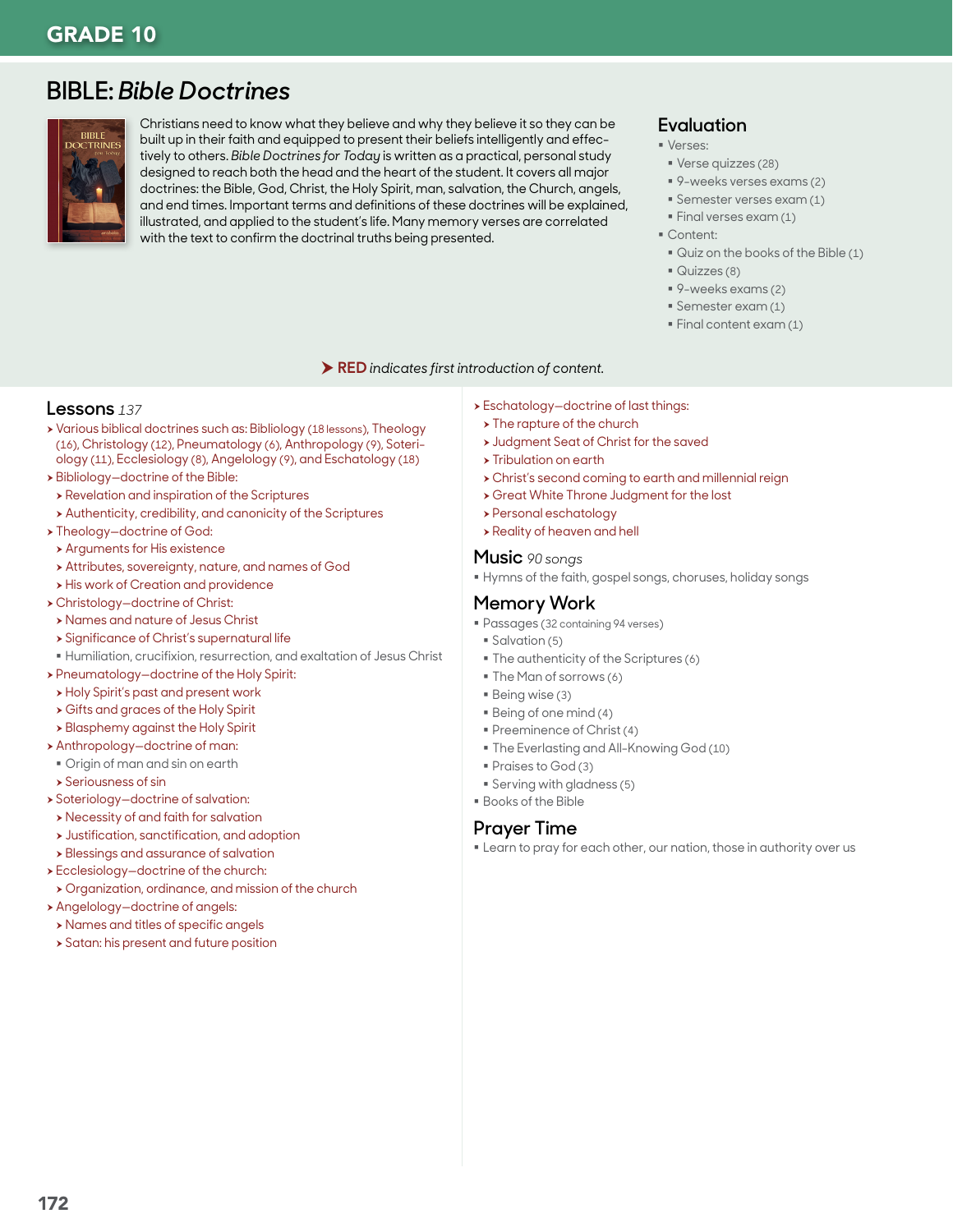# GRADE 10

## BIBLE: *Bible Doctrines*

Christians need to know what they believe and why they believe it so they can be built up in their faith and equipped to present their beliefs intelligently and effectively to others. *Bible Doctrines for Today* is written as a practical, personal study designed to reach both the head and the heart of the student. It covers all major doctrines: the Bible, God, Christ, the Holy Spirit, man, salvation, the Church, angels, and end times. Important terms and definitions of these doctrines will be explained, illustrated, and applied to the student's life. Many memory verses are correlated with the text to confirm the doctrinal truths being presented.

### Evaluation

- Verses:
  - Verse quizzes (28)
  - 9-weeks verses exams (2)
  - Semester verses exam (1)
  - Final verses exam (1)
- Content:
  - Quiz on the books of the Bible (1)
  - Quizzes (8)
  - 9-weeks exams (2)
  - Semester exam (1)
  - Final content exam (1)

➤ **RED** *indicates first introduction of content.*

### Lessons *137*

- Various biblical doctrines such as: Bibliology (18 lessons), Theology (16), Christology (12), Pneumatology (6), Anthropology (9), Soteriology (11), Ecclesiology (8), Angelology (9), and Eschatology (18)
- Bibliology—doctrine of the Bible:
  - Revelation and inspiration of the Scriptures
  - Authenticity, credibility, and canonicity of the Scriptures
- Theology—doctrine of God:
  - Arguments for His existence
  - Attributes, sovereignty, nature, and names of God
  - His work of Creation and providence
- Christology—doctrine of Christ:
  - Names and nature of Jesus Christ
  - Significance of Christ's supernatural life
  - Humiliation, crucifixion, resurrection, and exaltation of Jesus Christ
- Pneumatology—doctrine of the Holy Spirit:
  - Holy Spirit's past and present work
  - Gifts and graces of the Holy Spirit
  - Blasphemy against the Holy Spirit
- Anthropology—doctrine of man:
  - Origin of man and sin on earth
  - Seriousness of sin
- Soteriology—doctrine of salvation:
  - Necessity of and faith for salvation
  - Justification, sanctification, and adoption
  - Blessings and assurance of salvation
- Ecclesiology—doctrine of the church:
  - Organization, ordinance, and mission of the church
- Angelology—doctrine of angels:
  - Names and titles of specific angels
  - Satan: his present and future position
- Eschatology—doctrine of last things:
  - The rapture of the church
  - Judgment Seat of Christ for the saved
  - Tribulation on earth
  - Christ's second coming to earth and millennial reign
  - Great White Throne Judgment for the lost
  - Personal eschatology
  - Reality of heaven and hell

### Music *90 songs*

- Hymns of the faith, gospel songs, choruses, holiday songs

### Memory Work

- Passages (32 containing 94 verses)
  - Salvation (5)
  - The authenticity of the Scriptures (6)
  - The Man of sorrows (6)
  - Being wise (3)
  - Being of one mind (4)
  - Preeminence of Christ (4)
  - The Everlasting and All-Knowing God (10)
  - Praises to God (3)
  - Serving with gladness (5)
- Books of the Bible

### Prayer Time

- Learn to pray for each other, our nation, those in authority over us